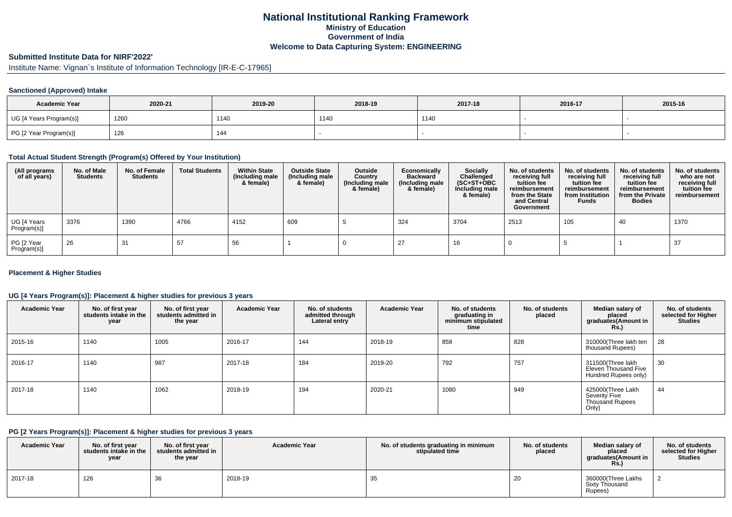# National Institutional Ranking Framework

**Ministry of Education**

**Government of India**

**Welcome to Data Capturing System: ENGINEERING**

## Submitted Institute Data for NIRF'2022'

Institute Name: Vignan`s Institute of Information Technology [IR-E-C-17965]

### Sanctioned (Approved) Intake

| Academic Year | 2020-21 | 2019-20 | 2018-19 | 2017-18 | 2016-17 | 2015-16 |
|---|---|---|---|---|---|---|
| UG [4 Years Program(s)] | 1260 | 1140 | 1140 | 1140 | - | - |
| PG [2 Year Program(s)] | 126 | 144 | - | - | - | - |

### Total Actual Student Strength (Program(s) Offered by Your Institution)

| (All programs of all years) | No. of Male Students | No. of Female Students | Total Students | Within State (Including male & female) | Outside State (Including male & female) | Outside Country (Including male & female) | Economically Backward (Including male & female) | Socially Challenged (SC+ST+OBC Including male & female) | No. of students receiving full tuition fee reimbursement from the State and Central Government | No. of students receiving full tuition fee reimbursement from Institution Funds | No. of students receiving full tuition fee reimbursement from the Private Bodies | No. of students who are not receiving full tuition fee reimbursement |
|---|---|---|---|---|---|---|---|---|---|---|---|---|
| UG [4 Years Program(s)] | 3376 | 1390 | 4766 | 4152 | 609 | 5 | 324 | 3704 | 2513 | 105 | 40 | 1370 |
| PG [2 Year Program(s)] | 26 | 31 | 57 | 56 | 1 | 0 | 27 | 16 | 0 | 5 | 1 | 37 |

### Placement & Higher Studies

#### UG [4 Years Program(s)]: Placement & higher studies for previous 3 years

| Academic Year | No. of first year students intake in the year | No. of first year students admitted in the year | Academic Year | No. of students admitted through Lateral entry | Academic Year | No. of students graduating in minimum stipulated time | No. of students placed | Median salary of placed graduates(Amount in Rs.) | No. of students selected for Higher Studies |
|---|---|---|---|---|---|---|---|---|---|
| 2015-16 | 1140 | 1005 | 2016-17 | 144 | 2018-19 | 858 | 828 | 310000(Three lakh ten thousand Rupees) | 28 |
| 2016-17 | 1140 | 987 | 2017-18 | 184 | 2019-20 | 792 | 757 | 311500(Three lakh Eleven Thousand Five Hundred Rupees only) | 30 |
| 2017-18 | 1140 | 1062 | 2018-19 | 194 | 2020-21 | 1080 | 949 | 425000(Three Lakh Seventy Five Thousand Rupees Only) | 44 |

#### PG [2 Years Program(s)]: Placement & higher studies for previous 3 years

| Academic Year | No. of first year students intake in the year | No. of first year students admitted in the year | Academic Year | No. of students graduating in minimum stipulated time | No. of students placed | Median salary of placed graduates(Amount in Rs.) | No. of students selected for Higher Studies |
|---|---|---|---|---|---|---|---|
| 2017-18 | 126 | 36 | 2018-19 | 35 | 20 | 360000(Three Lakhs Sixty Thousand Rupees) | 2 |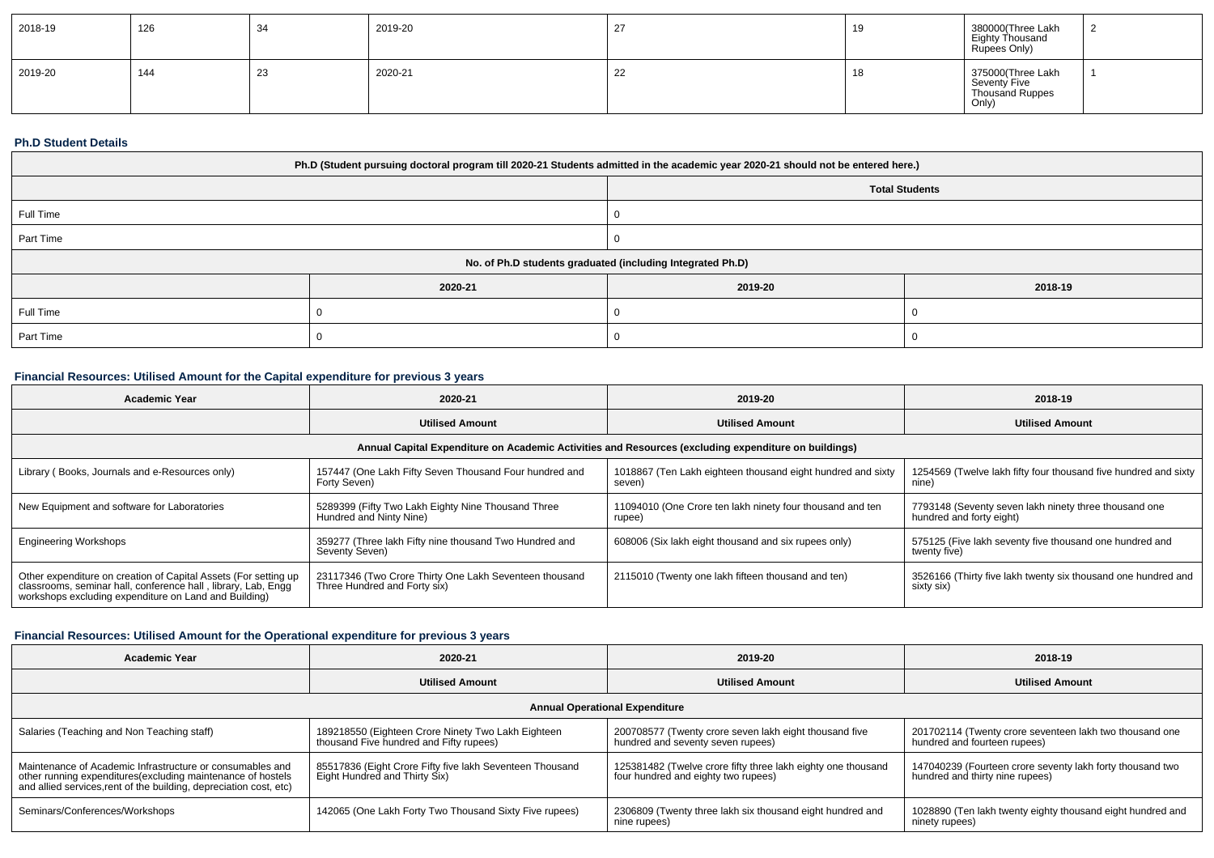| 2018-19 | 126 | 34 | 2019-20 | 27 | 19 | 380000(Three Lakh Eighty Thousand Rupees Only) | 2 |
|---|---|---|---|---|---|---|---|
| 2019-20 | 144 | 23 | 2020-21 | 22 | 18 | 375000(Three Lakh Seventy Five Thousand Ruppes Only) | 1 |

### Ph.D Student Details

| Ph.D (Student pursuing doctoral program till 2020-21 Students admitted in the academic year 2020-21 should not be entered here.) | | | |
|---|---|---|---|
| | | Total Students | |
| Full Time | | 0 | |
| Part Time | | 0 | |
| No. of Ph.D students graduated (including Integrated Ph.D) | | | |
| | 2020-21 | 2019-20 | 2018-19 |
| Full Time | 0 | 0 | 0 |
| Part Time | 0 | 0 | 0 |

### Financial Resources: Utilised Amount for the Capital expenditure for previous 3 years

| Academic Year | 2020-21 | 2019-20 | 2018-19 |
|---|---|---|---|
| | Utilised Amount | Utilised Amount | Utilised Amount |
| Annual Capital Expenditure on Academic Activities and Resources (excluding expenditure on buildings) | | | |
| Library ( Books, Journals and e-Resources only) | 157447 (One Lakh Fifty Seven Thousand Four hundred and Forty Seven) | 1018867 (Ten Lakh eighteen thousand eight hundred and sixty seven) | 1254569 (Twelve lakh fifty four thousand five hundred and sixty nine) |
| New Equipment and software for Laboratories | 5289399 (Fifty Two Lakh Eighty Nine Thousand Three Hundred and Ninty Nine) | 11094010 (One Crore ten lakh ninety four thousand and ten rupee) | 7793148 (Seventy seven lakh ninety three thousand one hundred and forty eight) |
| Engineering Workshops | 359277 (Three lakh Fifty nine thousand Two Hundred and Seventy Seven) | 608006 (Six lakh eight thousand and six rupees only) | 575125 (Five lakh seventy five thousand one hundred and twenty five) |
| Other expenditure on creation of Capital Assets (For setting up classrooms, seminar hall, conference hall , library, Lab, Engg workshops excluding expenditure on Land and Building) | 23117346 (Two Crore Thirty One Lakh Seventeen thousand Three Hundred and Forty six) | 2115010 (Twenty one lakh fifteen thousand and ten) | 3526166 (Thirty five lakh twenty six thousand one hundred and sixty six) |

### Financial Resources: Utilised Amount for the Operational expenditure for previous 3 years

| Academic Year | 2020-21 | 2019-20 | 2018-19 |
|---|---|---|---|
| | Utilised Amount | Utilised Amount | Utilised Amount |
| Annual Operational Expenditure | | | |
| Salaries (Teaching and Non Teaching staff) | 189218550 (Eighteen Crore Ninety Two Lakh Eighteen thousand Five hundred and Fifty rupees) | 200708577 (Twenty crore seven lakh eight thousand five hundred and seventy seven rupees) | 201702114 (Twenty crore seventeen lakh two thousand one hundred and fourteen rupees) |
| Maintenance of Academic Infrastructure or consumables and other running expenditures(excluding maintenance of hostels and allied services,rent of the building, depreciation cost, etc) | 85517836 (Eight Crore Fifty five lakh Seventeen Thousand Eight Hundred and Thirty Six) | 125381482 (Twelve crore fifty three lakh eighty one thousand four hundred and eighty two rupees) | 147040239 (Fourteen crore seventy lakh forty thousand two hundred and thirty nine rupees) |
| Seminars/Conferences/Workshops | 142065 (One Lakh Forty Two Thousand Sixty Five rupees) | 2306809 (Twenty three lakh six thousand eight hundred and nine rupees) | 1028890 (Ten lakh twenty eighty thousand eight hundred and ninety rupees) |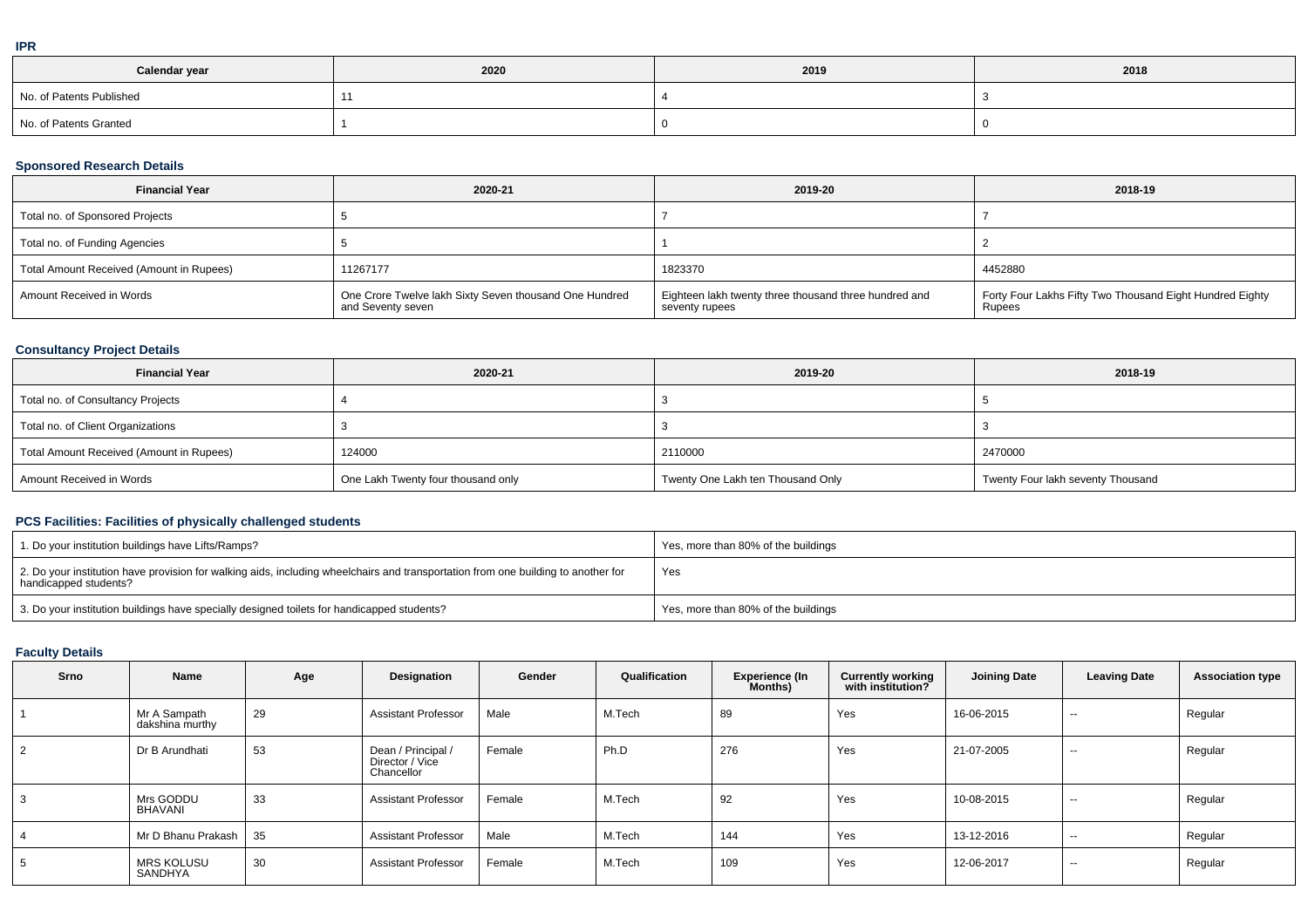### IPR

| Calendar year | 2020 | 2019 | 2018 |
|---|---|---|---|
| No. of Patents Published | 11 | 4 | 3 |
| No. of Patents Granted | 1 | 0 | 0 |

### Sponsored Research Details

| Financial Year | 2020-21 | 2019-20 | 2018-19 |
|---|---|---|---|
| Total no. of Sponsored Projects | 5 | 7 | 7 |
| Total no. of Funding Agencies | 5 | 1 | 2 |
| Total Amount Received (Amount in Rupees) | 11267177 | 1823370 | 4452880 |
| Amount Received in Words | One Crore Twelve lakh Sixty Seven thousand One Hundred and Seventy seven | Eighteen lakh twenty three thousand three hundred and seventy rupees | Forty Four Lakhs Fifty Two Thousand Eight Hundred Eighty Rupees |

### Consultancy Project Details

| Financial Year | 2020-21 | 2019-20 | 2018-19 |
|---|---|---|---|
| Total no. of Consultancy Projects | 4 | 3 | 5 |
| Total no. of Client Organizations | 3 | 3 | 3 |
| Total Amount Received (Amount in Rupees) | 124000 | 2110000 | 2470000 |
| Amount Received in Words | One Lakh Twenty four thousand only | Twenty One Lakh ten Thousand Only | Twenty Four lakh seventy Thousand |

### PCS Facilities: Facilities of physically challenged students

| | |
|---|---|
| 1. Do your institution buildings have Lifts/Ramps? | Yes, more than 80% of the buildings |
| 2. Do your institution have provision for walking aids, including wheelchairs and transportation from one building to another for handicapped students? | Yes |
| 3. Do your institution buildings have specially designed toilets for handicapped students? | Yes, more than 80% of the buildings |

### Faculty Details

| Srno | Name | Age | Designation | Gender | Qualification | Experience (In Months) | Currently working with institution? | Joining Date | Leaving Date | Association type |
|---|---|---|---|---|---|---|---|---|---|---|
| 1 | Mr A Sampath dakshina murthy | 29 | Assistant Professor | Male | M.Tech | 89 | Yes | 16-06-2015 | -- | Regular |
| 2 | Dr B Arundhati | 53 | Dean / Principal / Director / Vice Chancellor | Female | Ph.D | 276 | Yes | 21-07-2005 | -- | Regular |
| 3 | Mrs GODDU BHAVANI | 33 | Assistant Professor | Female | M.Tech | 92 | Yes | 10-08-2015 | -- | Regular |
| 4 | Mr D Bhanu Prakash | 35 | Assistant Professor | Male | M.Tech | 144 | Yes | 13-12-2016 | -- | Regular |
| 5 | MRS KOLUSU SANDHYA | 30 | Assistant Professor | Female | M.Tech | 109 | Yes | 12-06-2017 | -- | Regular |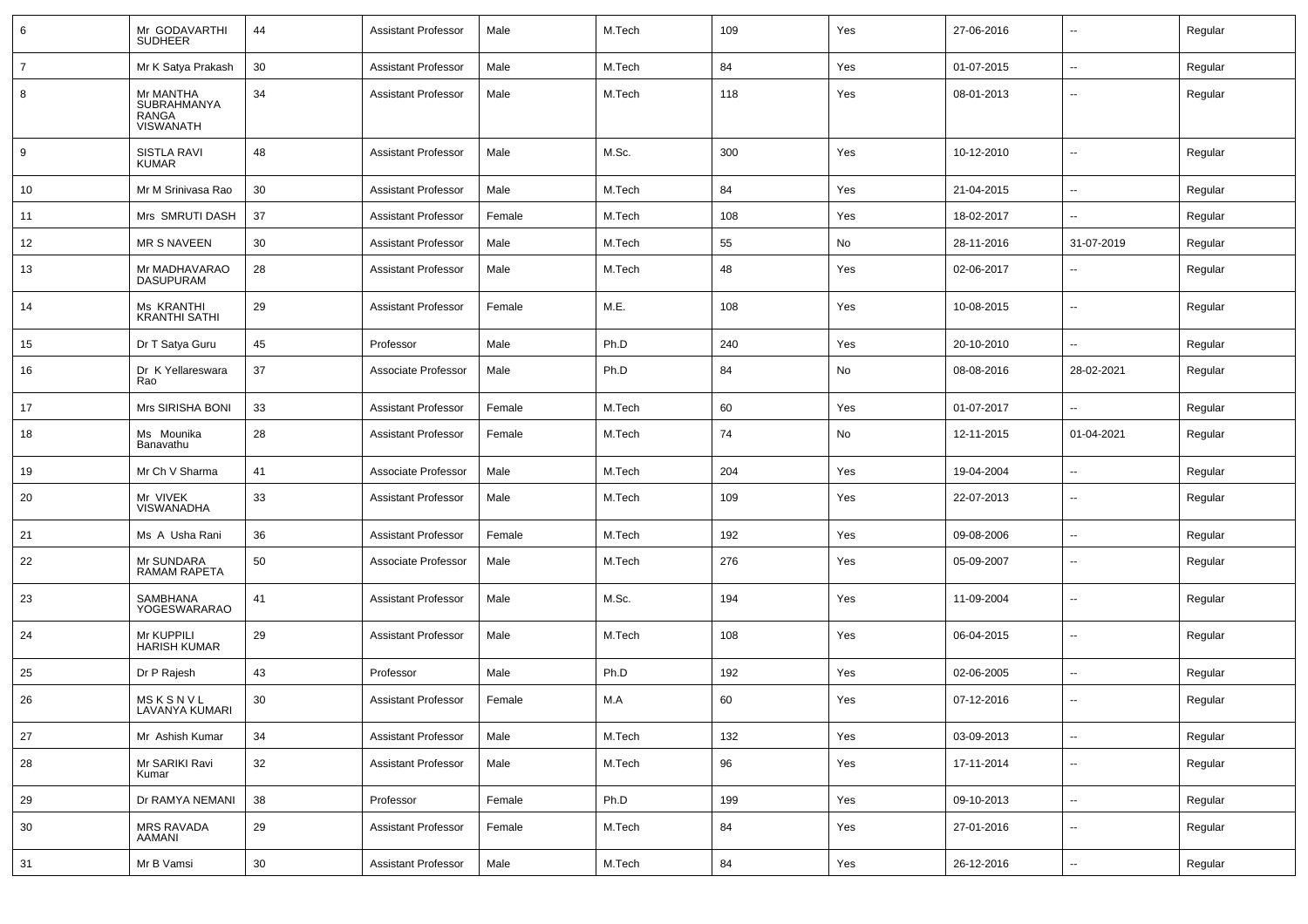| | | | | | | | | | | |
|---|---|---|---|---|---|---|---|---|---|---|
| 6 | Mr GODAVARTHI SUDHEER | 44 | Assistant Professor | Male | M.Tech | 109 | Yes | 27-06-2016 | -- | Regular |
| 7 | Mr K Satya Prakash | 30 | Assistant Professor | Male | M.Tech | 84 | Yes | 01-07-2015 | -- | Regular |
| 8 | Mr MANTHA SUBRAHMANYA RANGA VISWANATH | 34 | Assistant Professor | Male | M.Tech | 118 | Yes | 08-01-2013 | -- | Regular |
| 9 | SISTLA RAVI KUMAR | 48 | Assistant Professor | Male | M.Sc. | 300 | Yes | 10-12-2010 | -- | Regular |
| 10 | Mr M Srinivasa Rao | 30 | Assistant Professor | Male | M.Tech | 84 | Yes | 21-04-2015 | -- | Regular |
| 11 | Mrs SMRUTI DASH | 37 | Assistant Professor | Female | M.Tech | 108 | Yes | 18-02-2017 | -- | Regular |
| 12 | MR S NAVEEN | 30 | Assistant Professor | Male | M.Tech | 55 | No | 28-11-2016 | 31-07-2019 | Regular |
| 13 | Mr MADHAVARAO DASUPURAM | 28 | Assistant Professor | Male | M.Tech | 48 | Yes | 02-06-2017 | -- | Regular |
| 14 | Ms KRANTHI KRANTHI SATHI | 29 | Assistant Professor | Female | M.E. | 108 | Yes | 10-08-2015 | -- | Regular |
| 15 | Dr T Satya Guru | 45 | Professor | Male | Ph.D | 240 | Yes | 20-10-2010 | -- | Regular |
| 16 | Dr K Yellareswara Rao | 37 | Associate Professor | Male | Ph.D | 84 | No | 08-08-2016 | 28-02-2021 | Regular |
| 17 | Mrs SIRISHA BONI | 33 | Assistant Professor | Female | M.Tech | 60 | Yes | 01-07-2017 | -- | Regular |
| 18 | Ms Mounika Banavathu | 28 | Assistant Professor | Female | M.Tech | 74 | No | 12-11-2015 | 01-04-2021 | Regular |
| 19 | Mr Ch V Sharma | 41 | Associate Professor | Male | M.Tech | 204 | Yes | 19-04-2004 | -- | Regular |
| 20 | Mr VIVEK VISWANADHA | 33 | Assistant Professor | Male | M.Tech | 109 | Yes | 22-07-2013 | -- | Regular |
| 21 | Ms A Usha Rani | 36 | Assistant Professor | Female | M.Tech | 192 | Yes | 09-08-2006 | -- | Regular |
| 22 | Mr SUNDARA RAMAM RAPETA | 50 | Associate Professor | Male | M.Tech | 276 | Yes | 05-09-2007 | -- | Regular |
| 23 | SAMBHANA YOGESWARARAO | 41 | Assistant Professor | Male | M.Sc. | 194 | Yes | 11-09-2004 | -- | Regular |
| 24 | Mr KUPPILI HARISH KUMAR | 29 | Assistant Professor | Male | M.Tech | 108 | Yes | 06-04-2015 | -- | Regular |
| 25 | Dr P Rajesh | 43 | Professor | Male | Ph.D | 192 | Yes | 02-06-2005 | -- | Regular |
| 26 | MS K S N V L LAVANYA KUMARI | 30 | Assistant Professor | Female | M.A | 60 | Yes | 07-12-2016 | -- | Regular |
| 27 | Mr Ashish Kumar | 34 | Assistant Professor | Male | M.Tech | 132 | Yes | 03-09-2013 | -- | Regular |
| 28 | Mr SARIKI Ravi Kumar | 32 | Assistant Professor | Male | M.Tech | 96 | Yes | 17-11-2014 | -- | Regular |
| 29 | Dr RAMYA NEMANI | 38 | Professor | Female | Ph.D | 199 | Yes | 09-10-2013 | -- | Regular |
| 30 | MRS RAVADA AAMANI | 29 | Assistant Professor | Female | M.Tech | 84 | Yes | 27-01-2016 | -- | Regular |
| 31 | Mr B Vamsi | 30 | Assistant Professor | Male | M.Tech | 84 | Yes | 26-12-2016 | -- | Regular |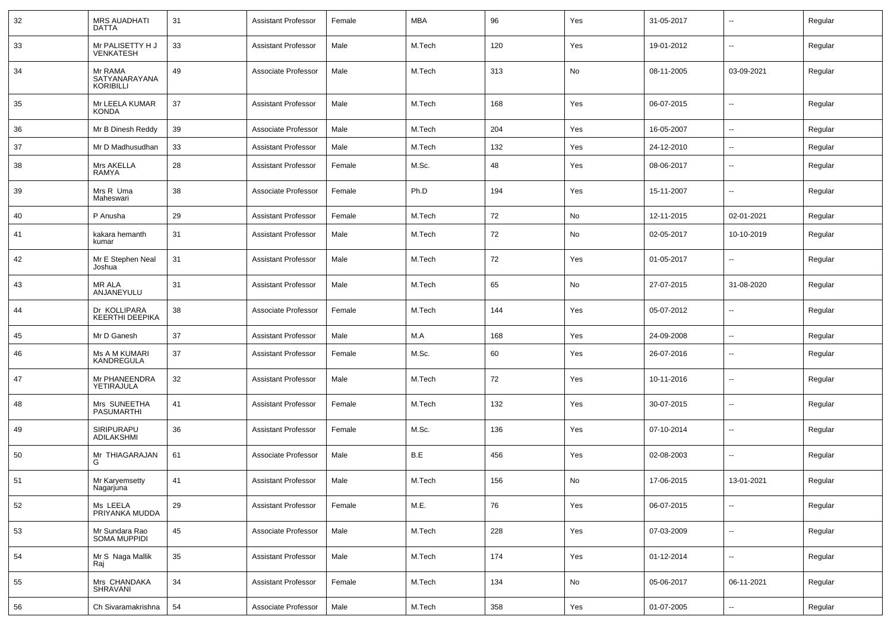| 32 | MRS AUADHATI DATTA | 31 | Assistant Professor | Female | MBA | 96 | Yes | 31-05-2017 | -- | Regular |
|---|---|---|---|---|---|---|---|---|---|---|
| 33 | Mr PALISETTY H J VENKATESH | 33 | Assistant Professor | Male | M.Tech | 120 | Yes | 19-01-2012 | -- | Regular |
| 34 | Mr RAMA SATYANARAYANA KORIBILLI | 49 | Associate Professor | Male | M.Tech | 313 | No | 08-11-2005 | 03-09-2021 | Regular |
| 35 | Mr LEELA KUMAR KONDA | 37 | Assistant Professor | Male | M.Tech | 168 | Yes | 06-07-2015 | -- | Regular |
| 36 | Mr B Dinesh Reddy | 39 | Associate Professor | Male | M.Tech | 204 | Yes | 16-05-2007 | -- | Regular |
| 37 | Mr D Madhusudhan | 33 | Assistant Professor | Male | M.Tech | 132 | Yes | 24-12-2010 | -- | Regular |
| 38 | Mrs AKELLA RAMYA | 28 | Assistant Professor | Female | M.Sc. | 48 | Yes | 08-06-2017 | -- | Regular |
| 39 | Mrs R Uma Maheswari | 38 | Associate Professor | Female | Ph.D | 194 | Yes | 15-11-2007 | -- | Regular |
| 40 | P Anusha | 29 | Assistant Professor | Female | M.Tech | 72 | No | 12-11-2015 | 02-01-2021 | Regular |
| 41 | kakara hemanth kumar | 31 | Assistant Professor | Male | M.Tech | 72 | No | 02-05-2017 | 10-10-2019 | Regular |
| 42 | Mr E Stephen Neal Joshua | 31 | Assistant Professor | Male | M.Tech | 72 | Yes | 01-05-2017 | -- | Regular |
| 43 | MR ALA ANJANEYULU | 31 | Assistant Professor | Male | M.Tech | 65 | No | 27-07-2015 | 31-08-2020 | Regular |
| 44 | Dr KOLLIPARA KEERTHI DEEPIKA | 38 | Associate Professor | Female | M.Tech | 144 | Yes | 05-07-2012 | -- | Regular |
| 45 | Mr D Ganesh | 37 | Assistant Professor | Male | M.A | 168 | Yes | 24-09-2008 | -- | Regular |
| 46 | Ms A M KUMARI KANDREGULA | 37 | Assistant Professor | Female | M.Sc. | 60 | Yes | 26-07-2016 | -- | Regular |
| 47 | Mr PHANEENDRA YETIRAJULA | 32 | Assistant Professor | Male | M.Tech | 72 | Yes | 10-11-2016 | -- | Regular |
| 48 | Mrs SUNEETHA PASUMARTHI | 41 | Assistant Professor | Female | M.Tech | 132 | Yes | 30-07-2015 | -- | Regular |
| 49 | SIRIPURAPU ADILAKSHMI | 36 | Assistant Professor | Female | M.Sc. | 136 | Yes | 07-10-2014 | -- | Regular |
| 50 | Mr THIAGARAJAN G | 61 | Associate Professor | Male | B.E | 456 | Yes | 02-08-2003 | -- | Regular |
| 51 | Mr Karyemsetty Nagarjuna | 41 | Assistant Professor | Male | M.Tech | 156 | No | 17-06-2015 | 13-01-2021 | Regular |
| 52 | Ms LEELA PRIYANKA MUDDA | 29 | Assistant Professor | Female | M.E. | 76 | Yes | 06-07-2015 | -- | Regular |
| 53 | Mr Sundara Rao SOMA MUPPIDI | 45 | Associate Professor | Male | M.Tech | 228 | Yes | 07-03-2009 | -- | Regular |
| 54 | Mr S Naga Mallik Raj | 35 | Assistant Professor | Male | M.Tech | 174 | Yes | 01-12-2014 | -- | Regular |
| 55 | Mrs CHANDAKA SHRAVANI | 34 | Assistant Professor | Female | M.Tech | 134 | No | 05-06-2017 | 06-11-2021 | Regular |
| 56 | Ch Sivaramakrishna | 54 | Associate Professor | Male | M.Tech | 358 | Yes | 01-07-2005 | -- | Regular |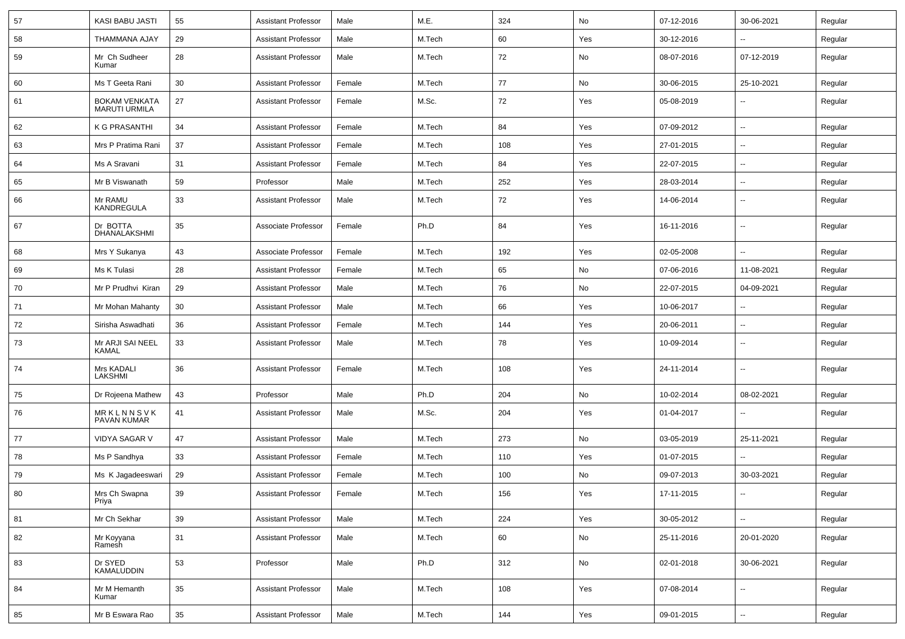| 57 | KASI BABU JASTI | 55 | Assistant Professor | Male | M.E. | 324 | No | 07-12-2016 | 30-06-2021 | Regular |
|---|---|---|---|---|---|---|---|---|---|---|
| 58 | THAMMANA AJAY | 29 | Assistant Professor | Male | M.Tech | 60 | Yes | 30-12-2016 | -- | Regular |
| 59 | Mr Ch Sudheer Kumar | 28 | Assistant Professor | Male | M.Tech | 72 | No | 08-07-2016 | 07-12-2019 | Regular |
| 60 | Ms T Geeta Rani | 30 | Assistant Professor | Female | M.Tech | 77 | No | 30-06-2015 | 25-10-2021 | Regular |
| 61 | BOKAM VENKATA MARUTI URMILA | 27 | Assistant Professor | Female | M.Sc. | 72 | Yes | 05-08-2019 | -- | Regular |
| 62 | K G PRASANTHI | 34 | Assistant Professor | Female | M.Tech | 84 | Yes | 07-09-2012 | -- | Regular |
| 63 | Mrs P Pratima Rani | 37 | Assistant Professor | Female | M.Tech | 108 | Yes | 27-01-2015 | -- | Regular |
| 64 | Ms A Sravani | 31 | Assistant Professor | Female | M.Tech | 84 | Yes | 22-07-2015 | -- | Regular |
| 65 | Mr B Viswanath | 59 | Professor | Male | M.Tech | 252 | Yes | 28-03-2014 | -- | Regular |
| 66 | Mr RAMU KANDREGULA | 33 | Assistant Professor | Male | M.Tech | 72 | Yes | 14-06-2014 | -- | Regular |
| 67 | Dr BOTTA DHANALAKSHMI | 35 | Associate Professor | Female | Ph.D | 84 | Yes | 16-11-2016 | -- | Regular |
| 68 | Mrs Y Sukanya | 43 | Associate Professor | Female | M.Tech | 192 | Yes | 02-05-2008 | -- | Regular |
| 69 | Ms K Tulasi | 28 | Assistant Professor | Female | M.Tech | 65 | No | 07-06-2016 | 11-08-2021 | Regular |
| 70 | Mr P Prudhvi Kiran | 29 | Assistant Professor | Male | M.Tech | 76 | No | 22-07-2015 | 04-09-2021 | Regular |
| 71 | Mr Mohan Mahanty | 30 | Assistant Professor | Male | M.Tech | 66 | Yes | 10-06-2017 | -- | Regular |
| 72 | Sirisha Aswadhati | 36 | Assistant Professor | Female | M.Tech | 144 | Yes | 20-06-2011 | -- | Regular |
| 73 | Mr ARJI SAI NEEL KAMAL | 33 | Assistant Professor | Male | M.Tech | 78 | Yes | 10-09-2014 | -- | Regular |
| 74 | Mrs KADALI LAKSHMI | 36 | Assistant Professor | Female | M.Tech | 108 | Yes | 24-11-2014 | -- | Regular |
| 75 | Dr Rojeena Mathew | 43 | Professor | Male | Ph.D | 204 | No | 10-02-2014 | 08-02-2021 | Regular |
| 76 | MR K L N N S V K PAVAN KUMAR | 41 | Assistant Professor | Male | M.Sc. | 204 | Yes | 01-04-2017 | -- | Regular |
| 77 | VIDYA SAGAR V | 47 | Assistant Professor | Male | M.Tech | 273 | No | 03-05-2019 | 25-11-2021 | Regular |
| 78 | Ms P Sandhya | 33 | Assistant Professor | Female | M.Tech | 110 | Yes | 01-07-2015 | -- | Regular |
| 79 | Ms K Jagadeeswari | 29 | Assistant Professor | Female | M.Tech | 100 | No | 09-07-2013 | 30-03-2021 | Regular |
| 80 | Mrs Ch Swapna Priya | 39 | Assistant Professor | Female | M.Tech | 156 | Yes | 17-11-2015 | -- | Regular |
| 81 | Mr Ch Sekhar | 39 | Assistant Professor | Male | M.Tech | 224 | Yes | 30-05-2012 | -- | Regular |
| 82 | Mr Koyyana Ramesh | 31 | Assistant Professor | Male | M.Tech | 60 | No | 25-11-2016 | 20-01-2020 | Regular |
| 83 | Dr SYED KAMALUDDIN | 53 | Professor | Male | Ph.D | 312 | No | 02-01-2018 | 30-06-2021 | Regular |
| 84 | Mr M Hemanth Kumar | 35 | Assistant Professor | Male | M.Tech | 108 | Yes | 07-08-2014 | -- | Regular |
| 85 | Mr B Eswara Rao | 35 | Assistant Professor | Male | M.Tech | 144 | Yes | 09-01-2015 | -- | Regular |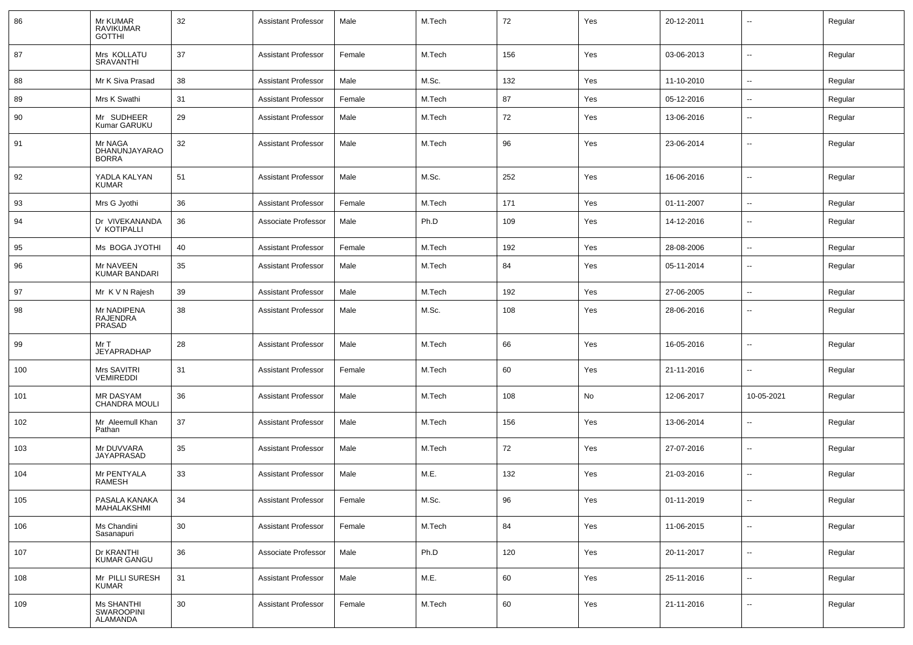| 86 | Mr KUMAR RAVIKUMAR GOTTHI | 32 | Assistant Professor | Male | M.Tech | 72 | Yes | 20-12-2011 | -- | Regular |
|---|---|---|---|---|---|---|---|---|---|---|
| 87 | Mrs KOLLATU SRAVANTHI | 37 | Assistant Professor | Female | M.Tech | 156 | Yes | 03-06-2013 | -- | Regular |
| 88 | Mr K Siva Prasad | 38 | Assistant Professor | Male | M.Sc. | 132 | Yes | 11-10-2010 | -- | Regular |
| 89 | Mrs K Swathi | 31 | Assistant Professor | Female | M.Tech | 87 | Yes | 05-12-2016 | -- | Regular |
| 90 | Mr SUDHEER Kumar GARUKU | 29 | Assistant Professor | Male | M.Tech | 72 | Yes | 13-06-2016 | -- | Regular |
| 91 | Mr NAGA DHANUNJAYARAO BORRA | 32 | Assistant Professor | Male | M.Tech | 96 | Yes | 23-06-2014 | -- | Regular |
| 92 | YADLA KALYAN KUMAR | 51 | Assistant Professor | Male | M.Sc. | 252 | Yes | 16-06-2016 | -- | Regular |
| 93 | Mrs G Jyothi | 36 | Assistant Professor | Female | M.Tech | 171 | Yes | 01-11-2007 | -- | Regular |
| 94 | Dr VIVEKANANDA V KOTIPALLI | 36 | Associate Professor | Male | Ph.D | 109 | Yes | 14-12-2016 | -- | Regular |
| 95 | Ms BOGA JYOTHI | 40 | Assistant Professor | Female | M.Tech | 192 | Yes | 28-08-2006 | -- | Regular |
| 96 | Mr NAVEEN KUMAR BANDARI | 35 | Assistant Professor | Male | M.Tech | 84 | Yes | 05-11-2014 | -- | Regular |
| 97 | Mr K V N Rajesh | 39 | Assistant Professor | Male | M.Tech | 192 | Yes | 27-06-2005 | -- | Regular |
| 98 | Mr NADIPENA RAJENDRA PRASAD | 38 | Assistant Professor | Male | M.Sc. | 108 | Yes | 28-06-2016 | -- | Regular |
| 99 | Mr T JEYAPRADHAP | 28 | Assistant Professor | Male | M.Tech | 66 | Yes | 16-05-2016 | -- | Regular |
| 100 | Mrs SAVITRI VEMIREDDI | 31 | Assistant Professor | Female | M.Tech | 60 | Yes | 21-11-2016 | -- | Regular |
| 101 | MR DASYAM CHANDRA MOULI | 36 | Assistant Professor | Male | M.Tech | 108 | No | 12-06-2017 | 10-05-2021 | Regular |
| 102 | Mr Aleemull Khan Pathan | 37 | Assistant Professor | Male | M.Tech | 156 | Yes | 13-06-2014 | -- | Regular |
| 103 | Mr DUVVARA JAYAPRASAD | 35 | Assistant Professor | Male | M.Tech | 72 | Yes | 27-07-2016 | -- | Regular |
| 104 | Mr PENTYALA RAMESH | 33 | Assistant Professor | Male | M.E. | 132 | Yes | 21-03-2016 | -- | Regular |
| 105 | PASALA KANAKA MAHALAKSHMI | 34 | Assistant Professor | Female | M.Sc. | 96 | Yes | 01-11-2019 | -- | Regular |
| 106 | Ms Chandini Sasanapuri | 30 | Assistant Professor | Female | M.Tech | 84 | Yes | 11-06-2015 | -- | Regular |
| 107 | Dr KRANTHI KUMAR GANGU | 36 | Associate Professor | Male | Ph.D | 120 | Yes | 20-11-2017 | -- | Regular |
| 108 | Mr PILLI SURESH KUMAR | 31 | Assistant Professor | Male | M.E. | 60 | Yes | 25-11-2016 | -- | Regular |
| 109 | Ms SHANTHI SWAROOPINI ALAMANDA | 30 | Assistant Professor | Female | M.Tech | 60 | Yes | 21-11-2016 | -- | Regular |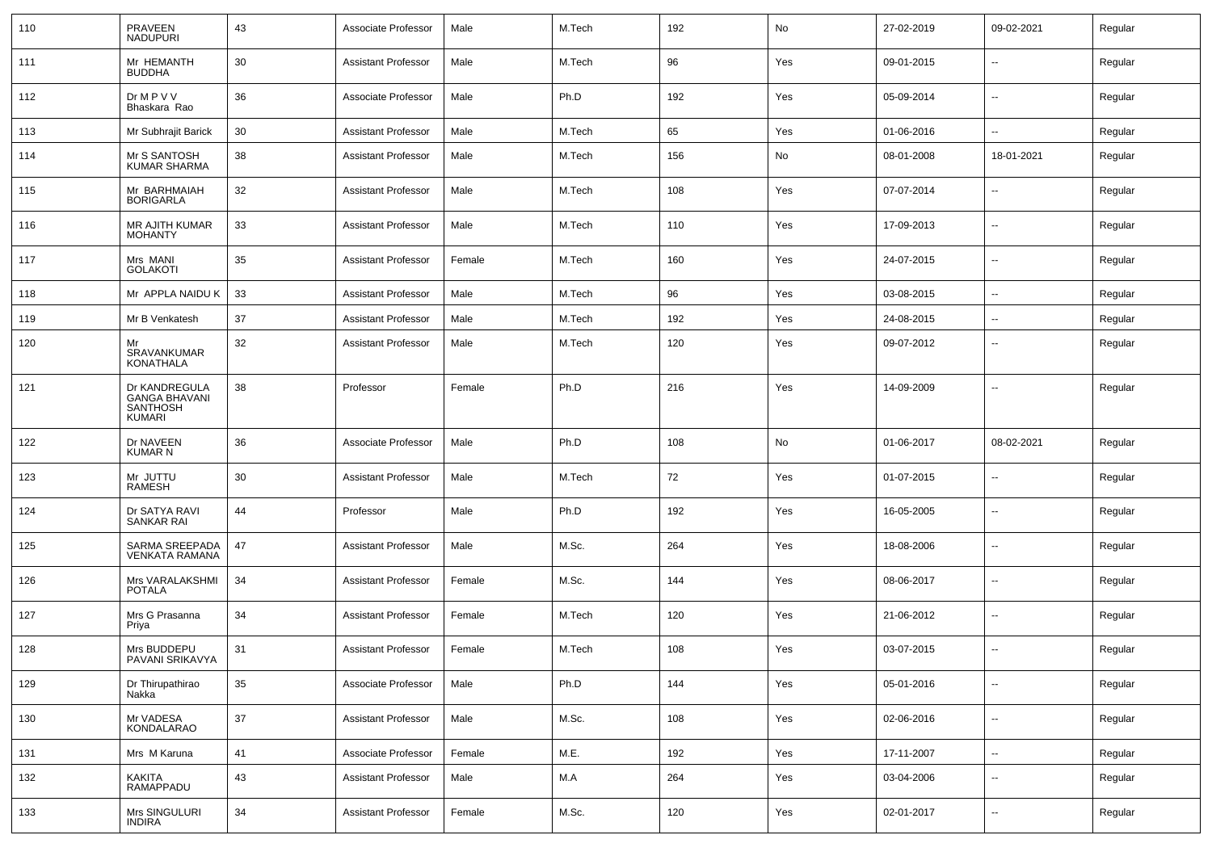| | | | | | | | | | | |
|---|---|---|---|---|---|---|---|---|---|---|
| 110 | PRAVEEN NADUPURI | 43 | Associate Professor | Male | M.Tech | 192 | No | 27-02-2019 | 09-02-2021 | Regular |
| 111 | Mr HEMANTH BUDDHA | 30 | Assistant Professor | Male | M.Tech | 96 | Yes | 09-01-2015 | -- | Regular |
| 112 | Dr M P V V Bhaskara Rao | 36 | Associate Professor | Male | Ph.D | 192 | Yes | 05-09-2014 | -- | Regular |
| 113 | Mr Subhrajit Barick | 30 | Assistant Professor | Male | M.Tech | 65 | Yes | 01-06-2016 | -- | Regular |
| 114 | Mr S SANTOSH KUMAR SHARMA | 38 | Assistant Professor | Male | M.Tech | 156 | No | 08-01-2008 | 18-01-2021 | Regular |
| 115 | Mr BARHMAIAH BORIGARLA | 32 | Assistant Professor | Male | M.Tech | 108 | Yes | 07-07-2014 | -- | Regular |
| 116 | MR AJITH KUMAR MOHANTY | 33 | Assistant Professor | Male | M.Tech | 110 | Yes | 17-09-2013 | -- | Regular |
| 117 | Mrs MANI GOLAKOTI | 35 | Assistant Professor | Female | M.Tech | 160 | Yes | 24-07-2015 | -- | Regular |
| 118 | Mr APPLA NAIDU K | 33 | Assistant Professor | Male | M.Tech | 96 | Yes | 03-08-2015 | -- | Regular |
| 119 | Mr B Venkatesh | 37 | Assistant Professor | Male | M.Tech | 192 | Yes | 24-08-2015 | -- | Regular |
| 120 | Mr SRAVANKUMAR KONATHALA | 32 | Assistant Professor | Male | M.Tech | 120 | Yes | 09-07-2012 | -- | Regular |
| 121 | Dr KANDREGULA GANGA BHAVANI SANTHOSH KUMARI | 38 | Professor | Female | Ph.D | 216 | Yes | 14-09-2009 | -- | Regular |
| 122 | Dr NAVEEN KUMAR N | 36 | Associate Professor | Male | Ph.D | 108 | No | 01-06-2017 | 08-02-2021 | Regular |
| 123 | Mr JUTTU RAMESH | 30 | Assistant Professor | Male | M.Tech | 72 | Yes | 01-07-2015 | -- | Regular |
| 124 | Dr SATYA RAVI SANKAR RAI | 44 | Professor | Male | Ph.D | 192 | Yes | 16-05-2005 | -- | Regular |
| 125 | SARMA SREEPADA VENKATA RAMANA | 47 | Assistant Professor | Male | M.Sc. | 264 | Yes | 18-08-2006 | -- | Regular |
| 126 | Mrs VARALAKSHMI POTALA | 34 | Assistant Professor | Female | M.Sc. | 144 | Yes | 08-06-2017 | -- | Regular |
| 127 | Mrs G Prasanna Priya | 34 | Assistant Professor | Female | M.Tech | 120 | Yes | 21-06-2012 | -- | Regular |
| 128 | Mrs BUDDEPU PAVANI SRIKAVYA | 31 | Assistant Professor | Female | M.Tech | 108 | Yes | 03-07-2015 | -- | Regular |
| 129 | Dr Thirupathirao Nakka | 35 | Associate Professor | Male | Ph.D | 144 | Yes | 05-01-2016 | -- | Regular |
| 130 | Mr VADESA KONDALARAO | 37 | Assistant Professor | Male | M.Sc. | 108 | Yes | 02-06-2016 | -- | Regular |
| 131 | Mrs M Karuna | 41 | Associate Professor | Female | M.E. | 192 | Yes | 17-11-2007 | -- | Regular |
| 132 | KAKITA RAMAPPADU | 43 | Assistant Professor | Male | M.A | 264 | Yes | 03-04-2006 | -- | Regular |
| 133 | Mrs SINGULURI INDIRA | 34 | Assistant Professor | Female | M.Sc. | 120 | Yes | 02-01-2017 | -- | Regular |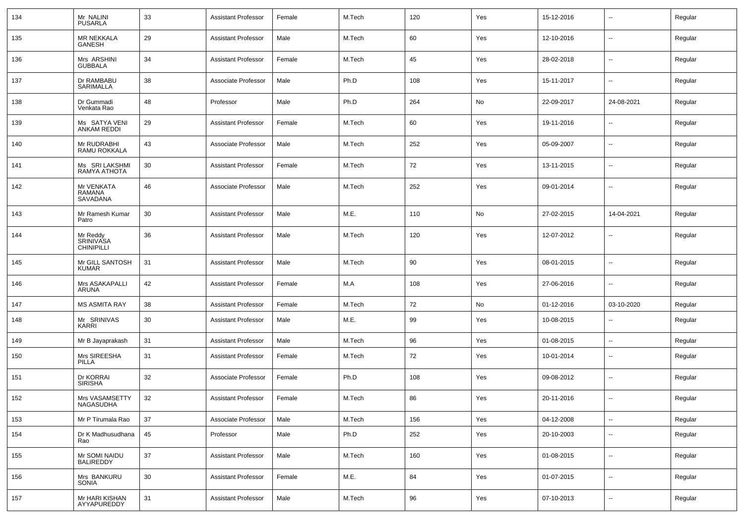| 134 | Mr NALINI PUSARLA | 33 | Assistant Professor | Female | M.Tech | 120 | Yes | 15-12-2016 | -- | Regular |
|---|---|---|---|---|---|---|---|---|---|---|
| 135 | MR NEKKALA GANESH | 29 | Assistant Professor | Male | M.Tech | 60 | Yes | 12-10-2016 | -- | Regular |
| 136 | Mrs ARSHINI GUBBALA | 34 | Assistant Professor | Female | M.Tech | 45 | Yes | 28-02-2018 | -- | Regular |
| 137 | Dr RAMBABU SARIMALLA | 38 | Associate Professor | Male | Ph.D | 108 | Yes | 15-11-2017 | -- | Regular |
| 138 | Dr Gummadi Venkata Rao | 48 | Professor | Male | Ph.D | 264 | No | 22-09-2017 | 24-08-2021 | Regular |
| 139 | Ms SATYA VENI ANKAM REDDI | 29 | Assistant Professor | Female | M.Tech | 60 | Yes | 19-11-2016 | -- | Regular |
| 140 | Mr RUDRABHI RAMU ROKKALA | 43 | Associate Professor | Male | M.Tech | 252 | Yes | 05-09-2007 | -- | Regular |
| 141 | Ms SRI LAKSHMI RAMYA ATHOTA | 30 | Assistant Professor | Female | M.Tech | 72 | Yes | 13-11-2015 | -- | Regular |
| 142 | Mr VENKATA RAMANA SAVADANA | 46 | Associate Professor | Male | M.Tech | 252 | Yes | 09-01-2014 | -- | Regular |
| 143 | Mr Ramesh Kumar Patro | 30 | Assistant Professor | Male | M.E. | 110 | No | 27-02-2015 | 14-04-2021 | Regular |
| 144 | Mr Reddy SRINIVASA CHINIPILLI | 36 | Assistant Professor | Male | M.Tech | 120 | Yes | 12-07-2012 | -- | Regular |
| 145 | Mr GILL SANTOSH KUMAR | 31 | Assistant Professor | Male | M.Tech | 90 | Yes | 08-01-2015 | -- | Regular |
| 146 | Mrs ASAKAPALLI ARUNA | 42 | Assistant Professor | Female | M.A | 108 | Yes | 27-06-2016 | -- | Regular |
| 147 | MS ASMITA RAY | 38 | Assistant Professor | Female | M.Tech | 72 | No | 01-12-2016 | 03-10-2020 | Regular |
| 148 | Mr SRINIVAS KARRI | 30 | Assistant Professor | Male | M.E. | 99 | Yes | 10-08-2015 | -- | Regular |
| 149 | Mr B Jayaprakash | 31 | Assistant Professor | Male | M.Tech | 96 | Yes | 01-08-2015 | -- | Regular |
| 150 | Mrs SIREESHA PILLA | 31 | Assistant Professor | Female | M.Tech | 72 | Yes | 10-01-2014 | -- | Regular |
| 151 | Dr KORRAI SIRISHA | 32 | Associate Professor | Female | Ph.D | 108 | Yes | 09-08-2012 | -- | Regular |
| 152 | Mrs VASAMSETTY NAGASUDHA | 32 | Assistant Professor | Female | M.Tech | 86 | Yes | 20-11-2016 | -- | Regular |
| 153 | Mr P Tirumala Rao | 37 | Associate Professor | Male | M.Tech | 156 | Yes | 04-12-2008 | -- | Regular |
| 154 | Dr K Madhusudhana Rao | 45 | Professor | Male | Ph.D | 252 | Yes | 20-10-2003 | -- | Regular |
| 155 | Mr SOMI NAIDU BALIREDDY | 37 | Assistant Professor | Male | M.Tech | 160 | Yes | 01-08-2015 | -- | Regular |
| 156 | Mrs BANKURU SONIA | 30 | Assistant Professor | Female | M.E. | 84 | Yes | 01-07-2015 | -- | Regular |
| 157 | Mr HARI KISHAN AYYAPUREDDY | 31 | Assistant Professor | Male | M.Tech | 96 | Yes | 07-10-2013 | -- | Regular |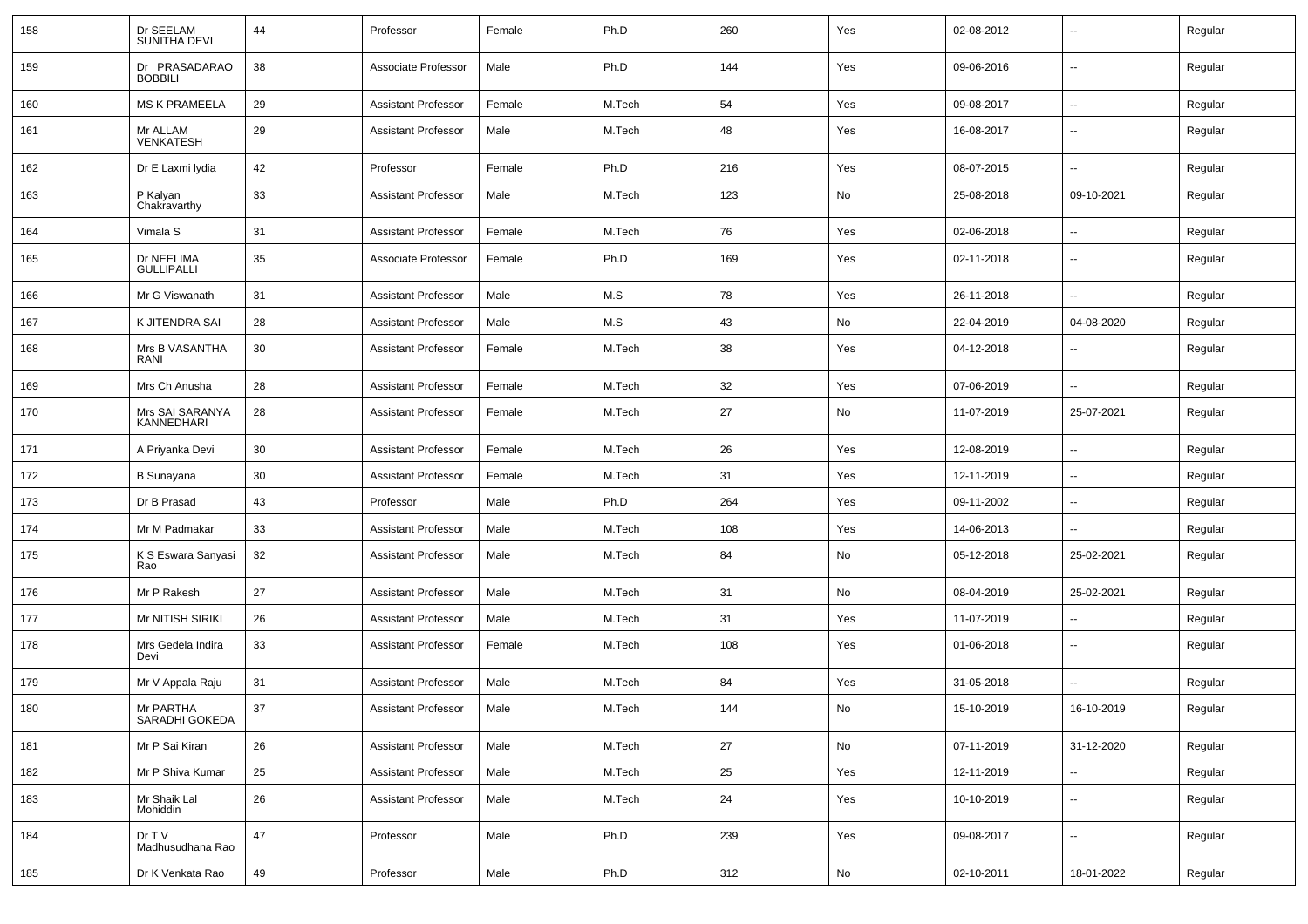| 158 | Dr SEELAM SUNITHA DEVI | 44 | Professor | Female | Ph.D | 260 | Yes | 02-08-2012 | -- | Regular |
|---|---|---|---|---|---|---|---|---|---|---|
| 159 | Dr PRASADARAO BOBBILI | 38 | Associate Professor | Male | Ph.D | 144 | Yes | 09-06-2016 | -- | Regular |
| 160 | MS K PRAMEELA | 29 | Assistant Professor | Female | M.Tech | 54 | Yes | 09-08-2017 | -- | Regular |
| 161 | Mr ALLAM VENKATESH | 29 | Assistant Professor | Male | M.Tech | 48 | Yes | 16-08-2017 | -- | Regular |
| 162 | Dr E Laxmi lydia | 42 | Professor | Female | Ph.D | 216 | Yes | 08-07-2015 | -- | Regular |
| 163 | P Kalyan Chakravarthy | 33 | Assistant Professor | Male | M.Tech | 123 | No | 25-08-2018 | 09-10-2021 | Regular |
| 164 | Vimala S | 31 | Assistant Professor | Female | M.Tech | 76 | Yes | 02-06-2018 | -- | Regular |
| 165 | Dr NEELIMA GULLIPALLI | 35 | Associate Professor | Female | Ph.D | 169 | Yes | 02-11-2018 | -- | Regular |
| 166 | Mr G Viswanath | 31 | Assistant Professor | Male | M.S | 78 | Yes | 26-11-2018 | -- | Regular |
| 167 | K JITENDRA SAI | 28 | Assistant Professor | Male | M.S | 43 | No | 22-04-2019 | 04-08-2020 | Regular |
| 168 | Mrs B VASANTHA RANI | 30 | Assistant Professor | Female | M.Tech | 38 | Yes | 04-12-2018 | -- | Regular |
| 169 | Mrs Ch Anusha | 28 | Assistant Professor | Female | M.Tech | 32 | Yes | 07-06-2019 | -- | Regular |
| 170 | Mrs SAI SARANYA KANNEDHARI | 28 | Assistant Professor | Female | M.Tech | 27 | No | 11-07-2019 | 25-07-2021 | Regular |
| 171 | A Priyanka Devi | 30 | Assistant Professor | Female | M.Tech | 26 | Yes | 12-08-2019 | -- | Regular |
| 172 | B Sunayana | 30 | Assistant Professor | Female | M.Tech | 31 | Yes | 12-11-2019 | -- | Regular |
| 173 | Dr B Prasad | 43 | Professor | Male | Ph.D | 264 | Yes | 09-11-2002 | -- | Regular |
| 174 | Mr M Padmakar | 33 | Assistant Professor | Male | M.Tech | 108 | Yes | 14-06-2013 | -- | Regular |
| 175 | K S Eswara Sanyasi Rao | 32 | Assistant Professor | Male | M.Tech | 84 | No | 05-12-2018 | 25-02-2021 | Regular |
| 176 | Mr P Rakesh | 27 | Assistant Professor | Male | M.Tech | 31 | No | 08-04-2019 | 25-02-2021 | Regular |
| 177 | Mr NITISH SIRIKI | 26 | Assistant Professor | Male | M.Tech | 31 | Yes | 11-07-2019 | -- | Regular |
| 178 | Mrs Gedela Indira Devi | 33 | Assistant Professor | Female | M.Tech | 108 | Yes | 01-06-2018 | -- | Regular |
| 179 | Mr V Appala Raju | 31 | Assistant Professor | Male | M.Tech | 84 | Yes | 31-05-2018 | -- | Regular |
| 180 | Mr PARTHA SARADHI GOKEDA | 37 | Assistant Professor | Male | M.Tech | 144 | No | 15-10-2019 | 16-10-2019 | Regular |
| 181 | Mr P Sai Kiran | 26 | Assistant Professor | Male | M.Tech | 27 | No | 07-11-2019 | 31-12-2020 | Regular |
| 182 | Mr P Shiva Kumar | 25 | Assistant Professor | Male | M.Tech | 25 | Yes | 12-11-2019 | -- | Regular |
| 183 | Mr Shaik Lal Mohiddin | 26 | Assistant Professor | Male | M.Tech | 24 | Yes | 10-10-2019 | -- | Regular |
| 184 | Dr T V Madhusudhana Rao | 47 | Professor | Male | Ph.D | 239 | Yes | 09-08-2017 | -- | Regular |
| 185 | Dr K Venkata Rao | 49 | Professor | Male | Ph.D | 312 | No | 02-10-2011 | 18-01-2022 | Regular |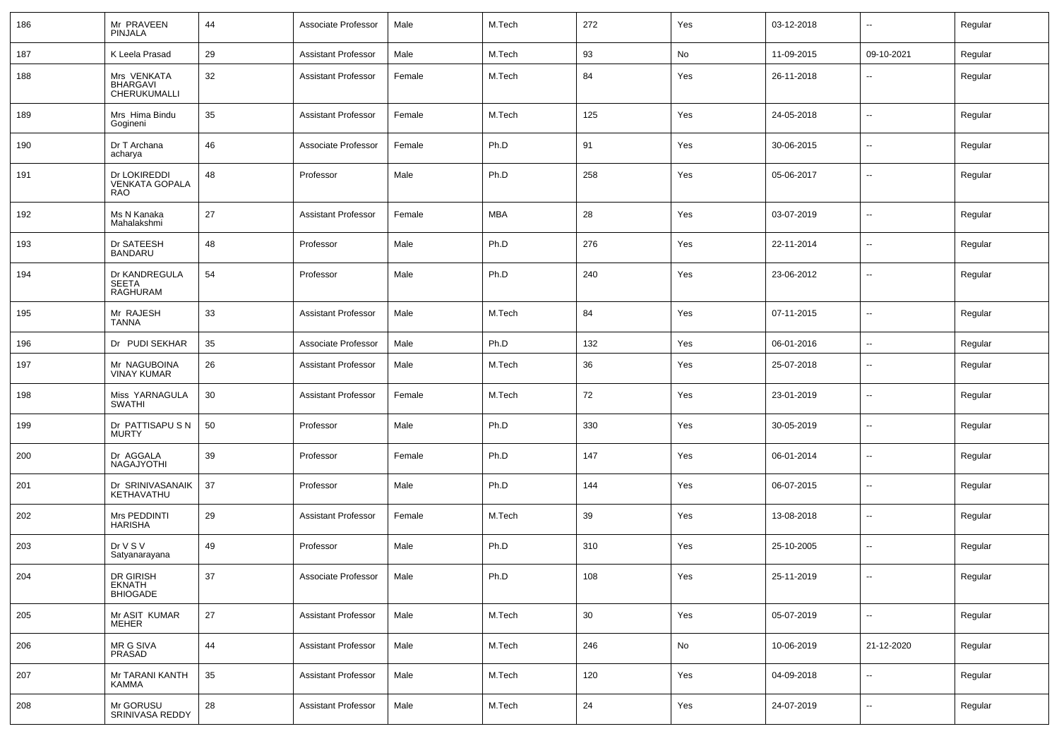| 186 | Mr PRAVEEN PINJALA | 44 | Associate Professor | Male | M.Tech | 272 | Yes | 03-12-2018 | -- | Regular |
|---|---|---|---|---|---|---|---|---|---|---|
| 187 | K Leela Prasad | 29 | Assistant Professor | Male | M.Tech | 93 | No | 11-09-2015 | 09-10-2021 | Regular |
| 188 | Mrs VENKATA BHARGAVI CHERUKUMALLI | 32 | Assistant Professor | Female | M.Tech | 84 | Yes | 26-11-2018 | -- | Regular |
| 189 | Mrs Hima Bindu Gogineni | 35 | Assistant Professor | Female | M.Tech | 125 | Yes | 24-05-2018 | -- | Regular |
| 190 | Dr T Archana acharya | 46 | Associate Professor | Female | Ph.D | 91 | Yes | 30-06-2015 | -- | Regular |
| 191 | Dr LOKIREDDI VENKATA GOPALA RAO | 48 | Professor | Male | Ph.D | 258 | Yes | 05-06-2017 | -- | Regular |
| 192 | Ms N Kanaka Mahalakshmi | 27 | Assistant Professor | Female | MBA | 28 | Yes | 03-07-2019 | -- | Regular |
| 193 | Dr SATEESH BANDARU | 48 | Professor | Male | Ph.D | 276 | Yes | 22-11-2014 | -- | Regular |
| 194 | Dr KANDREGULA SEETA RAGHURAM | 54 | Professor | Male | Ph.D | 240 | Yes | 23-06-2012 | -- | Regular |
| 195 | Mr RAJESH TANNA | 33 | Assistant Professor | Male | M.Tech | 84 | Yes | 07-11-2015 | -- | Regular |
| 196 | Dr PUDI SEKHAR | 35 | Associate Professor | Male | Ph.D | 132 | Yes | 06-01-2016 | -- | Regular |
| 197 | Mr NAGUBOINA VINAY KUMAR | 26 | Assistant Professor | Male | M.Tech | 36 | Yes | 25-07-2018 | -- | Regular |
| 198 | Miss YARNAGULA SWATHI | 30 | Assistant Professor | Female | M.Tech | 72 | Yes | 23-01-2019 | -- | Regular |
| 199 | Dr PATTISAPU S N MURTY | 50 | Professor | Male | Ph.D | 330 | Yes | 30-05-2019 | -- | Regular |
| 200 | Dr AGGALA NAGAJYOTHI | 39 | Professor | Female | Ph.D | 147 | Yes | 06-01-2014 | -- | Regular |
| 201 | Dr SRINIVASANAIK KETHAVATHU | 37 | Professor | Male | Ph.D | 144 | Yes | 06-07-2015 | -- | Regular |
| 202 | Mrs PEDDINTI HARISHA | 29 | Assistant Professor | Female | M.Tech | 39 | Yes | 13-08-2018 | -- | Regular |
| 203 | Dr V S V Satyanarayana | 49 | Professor | Male | Ph.D | 310 | Yes | 25-10-2005 | -- | Regular |
| 204 | DR GIRISH EKNATH BHIOGADE | 37 | Associate Professor | Male | Ph.D | 108 | Yes | 25-11-2019 | -- | Regular |
| 205 | Mr ASIT KUMAR MEHER | 27 | Assistant Professor | Male | M.Tech | 30 | Yes | 05-07-2019 | -- | Regular |
| 206 | MR G SIVA PRASAD | 44 | Assistant Professor | Male | M.Tech | 246 | No | 10-06-2019 | 21-12-2020 | Regular |
| 207 | Mr TARANI KANTH KAMMA | 35 | Assistant Professor | Male | M.Tech | 120 | Yes | 04-09-2018 | -- | Regular |
| 208 | Mr GORUSU SRINIVASA REDDY | 28 | Assistant Professor | Male | M.Tech | 24 | Yes | 24-07-2019 | -- | Regular |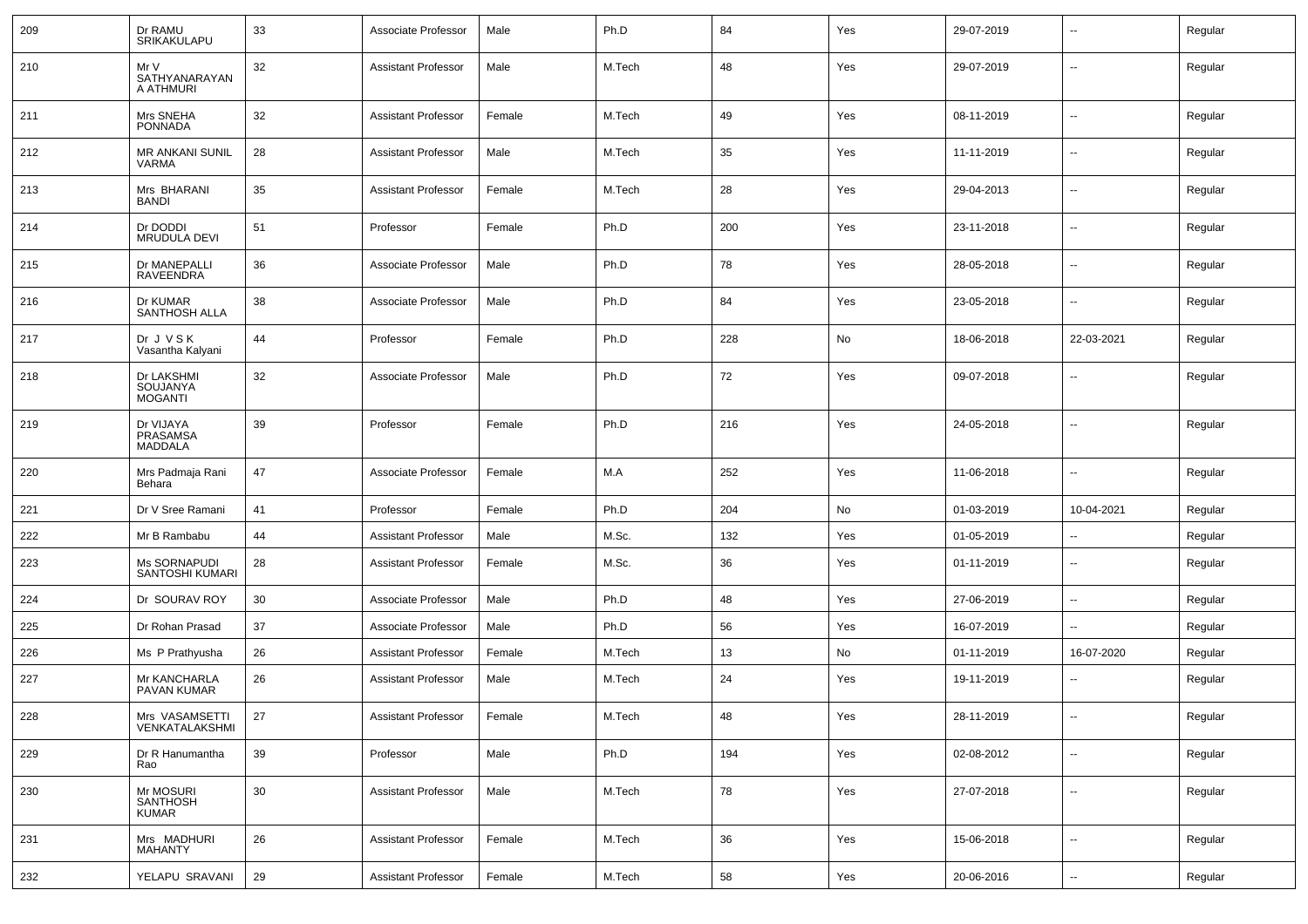| 209 | Dr RAMU SRIKAKULAPU | 33 | Associate Professor | Male | Ph.D | 84 | Yes | 29-07-2019 | -- | Regular |
|---|---|---|---|---|---|---|---|---|---|---|
| 210 | Mr V SATHYANARAYAN A ATHMURI | 32 | Assistant Professor | Male | M.Tech | 48 | Yes | 29-07-2019 | -- | Regular |
| 211 | Mrs SNEHA PONNADA | 32 | Assistant Professor | Female | M.Tech | 49 | Yes | 08-11-2019 | -- | Regular |
| 212 | MR ANKANI SUNIL VARMA | 28 | Assistant Professor | Male | M.Tech | 35 | Yes | 11-11-2019 | -- | Regular |
| 213 | Mrs BHARANI BANDI | 35 | Assistant Professor | Female | M.Tech | 28 | Yes | 29-04-2013 | -- | Regular |
| 214 | Dr DODDI MRUDULA DEVI | 51 | Professor | Female | Ph.D | 200 | Yes | 23-11-2018 | -- | Regular |
| 215 | Dr MANEPALLI RAVEENDRA | 36 | Associate Professor | Male | Ph.D | 78 | Yes | 28-05-2018 | -- | Regular |
| 216 | Dr KUMAR SANTHOSH ALLA | 38 | Associate Professor | Male | Ph.D | 84 | Yes | 23-05-2018 | -- | Regular |
| 217 | Dr J V S K Vasantha Kalyani | 44 | Professor | Female | Ph.D | 228 | No | 18-06-2018 | 22-03-2021 | Regular |
| 218 | Dr LAKSHMI SOUJANYA MOGANTI | 32 | Associate Professor | Male | Ph.D | 72 | Yes | 09-07-2018 | -- | Regular |
| 219 | Dr VIJAYA PRASAMSA MADDALA | 39 | Professor | Female | Ph.D | 216 | Yes | 24-05-2018 | -- | Regular |
| 220 | Mrs Padmaja Rani Behara | 47 | Associate Professor | Female | M.A | 252 | Yes | 11-06-2018 | -- | Regular |
| 221 | Dr V Sree Ramani | 41 | Professor | Female | Ph.D | 204 | No | 01-03-2019 | 10-04-2021 | Regular |
| 222 | Mr B Rambabu | 44 | Assistant Professor | Male | M.Sc. | 132 | Yes | 01-05-2019 | -- | Regular |
| 223 | Ms SORNAPUDI SANTOSHI KUMARI | 28 | Assistant Professor | Female | M.Sc. | 36 | Yes | 01-11-2019 | -- | Regular |
| 224 | Dr SOURAV ROY | 30 | Associate Professor | Male | Ph.D | 48 | Yes | 27-06-2019 | -- | Regular |
| 225 | Dr Rohan Prasad | 37 | Associate Professor | Male | Ph.D | 56 | Yes | 16-07-2019 | -- | Regular |
| 226 | Ms P Prathyusha | 26 | Assistant Professor | Female | M.Tech | 13 | No | 01-11-2019 | 16-07-2020 | Regular |
| 227 | Mr KANCHARLA PAVAN KUMAR | 26 | Assistant Professor | Male | M.Tech | 24 | Yes | 19-11-2019 | -- | Regular |
| 228 | Mrs VASAMSETTI VENKATALAKSHMI | 27 | Assistant Professor | Female | M.Tech | 48 | Yes | 28-11-2019 | -- | Regular |
| 229 | Dr R Hanumantha Rao | 39 | Professor | Male | Ph.D | 194 | Yes | 02-08-2012 | -- | Regular |
| 230 | Mr MOSURI SANTHOSH KUMAR | 30 | Assistant Professor | Male | M.Tech | 78 | Yes | 27-07-2018 | -- | Regular |
| 231 | Mrs MADHURI MAHANTY | 26 | Assistant Professor | Female | M.Tech | 36 | Yes | 15-06-2018 | -- | Regular |
| 232 | YELAPU SRAVANI | 29 | Assistant Professor | Female | M.Tech | 58 | Yes | 20-06-2016 | -- | Regular |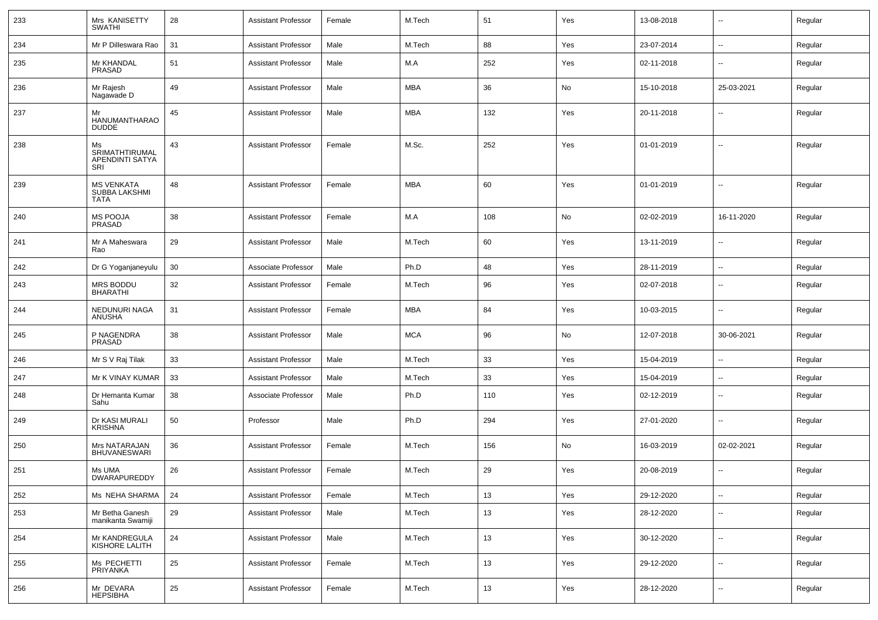| 233 | Mrs KANISETTY SWATHI | 28 | Assistant Professor | Female | M.Tech | 51 | Yes | 13-08-2018 | -- | Regular |
|---|---|---|---|---|---|---|---|---|---|---|
| 234 | Mr P Dilleswara Rao | 31 | Assistant Professor | Male | M.Tech | 88 | Yes | 23-07-2014 | -- | Regular |
| 235 | Mr KHANDAL PRASAD | 51 | Assistant Professor | Male | M.A | 252 | Yes | 02-11-2018 | -- | Regular |
| 236 | Mr Rajesh Nagawade D | 49 | Assistant Professor | Male | MBA | 36 | No | 15-10-2018 | 25-03-2021 | Regular |
| 237 | Mr HANUMANTHARAO DUDDE | 45 | Assistant Professor | Male | MBA | 132 | Yes | 20-11-2018 | -- | Regular |
| 238 | Ms SRIMATHTIRUMAL APENDINTI SATYA SRI | 43 | Assistant Professor | Female | M.Sc. | 252 | Yes | 01-01-2019 | -- | Regular |
| 239 | MS VENKATA SUBBA LAKSHMI TATA | 48 | Assistant Professor | Female | MBA | 60 | Yes | 01-01-2019 | -- | Regular |
| 240 | MS POOJA PRASAD | 38 | Assistant Professor | Female | M.A | 108 | No | 02-02-2019 | 16-11-2020 | Regular |
| 241 | Mr A Maheswara Rao | 29 | Assistant Professor | Male | M.Tech | 60 | Yes | 13-11-2019 | -- | Regular |
| 242 | Dr G Yoganjaneyulu | 30 | Associate Professor | Male | Ph.D | 48 | Yes | 28-11-2019 | -- | Regular |
| 243 | MRS BODDU BHARATHI | 32 | Assistant Professor | Female | M.Tech | 96 | Yes | 02-07-2018 | -- | Regular |
| 244 | NEDUNURI NAGA ANUSHA | 31 | Assistant Professor | Female | MBA | 84 | Yes | 10-03-2015 | -- | Regular |
| 245 | P NAGENDRA PRASAD | 38 | Assistant Professor | Male | MCA | 96 | No | 12-07-2018 | 30-06-2021 | Regular |
| 246 | Mr S V Raj Tilak | 33 | Assistant Professor | Male | M.Tech | 33 | Yes | 15-04-2019 | -- | Regular |
| 247 | Mr K VINAY KUMAR | 33 | Assistant Professor | Male | M.Tech | 33 | Yes | 15-04-2019 | -- | Regular |
| 248 | Dr Hemanta Kumar Sahu | 38 | Associate Professor | Male | Ph.D | 110 | Yes | 02-12-2019 | -- | Regular |
| 249 | Dr KASI MURALI KRISHNA | 50 | Professor | Male | Ph.D | 294 | Yes | 27-01-2020 | -- | Regular |
| 250 | Mrs NATARAJAN BHUVANESWARI | 36 | Assistant Professor | Female | M.Tech | 156 | No | 16-03-2019 | 02-02-2021 | Regular |
| 251 | Ms UMA DWARAPUREDDY | 26 | Assistant Professor | Female | M.Tech | 29 | Yes | 20-08-2019 | -- | Regular |
| 252 | Ms NEHA SHARMA | 24 | Assistant Professor | Female | M.Tech | 13 | Yes | 29-12-2020 | -- | Regular |
| 253 | Mr Betha Ganesh manikanta Swamiji | 29 | Assistant Professor | Male | M.Tech | 13 | Yes | 28-12-2020 | -- | Regular |
| 254 | Mr KANDREGULA KISHORE LALITH | 24 | Assistant Professor | Male | M.Tech | 13 | Yes | 30-12-2020 | -- | Regular |
| 255 | Ms PECHETTI PRIYANKA | 25 | Assistant Professor | Female | M.Tech | 13 | Yes | 29-12-2020 | -- | Regular |
| 256 | Mr DEVARA HEPSIBHA | 25 | Assistant Professor | Female | M.Tech | 13 | Yes | 28-12-2020 | -- | Regular |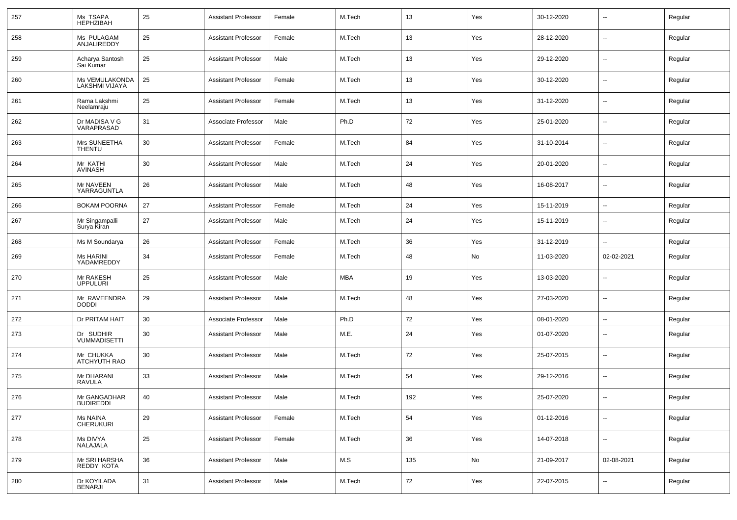| 257 | Ms TSAPA HEPHZIBAH | 25 | Assistant Professor | Female | M.Tech | 13 | Yes | 30-12-2020 | -- | Regular |
|---|---|---|---|---|---|---|---|---|---|---|
| 258 | Ms PULAGAM ANJALIREDDY | 25 | Assistant Professor | Female | M.Tech | 13 | Yes | 28-12-2020 | -- | Regular |
| 259 | Acharya Santosh Sai Kumar | 25 | Assistant Professor | Male | M.Tech | 13 | Yes | 29-12-2020 | -- | Regular |
| 260 | Ms VEMULAKONDA LAKSHMI VIJAYA | 25 | Assistant Professor | Female | M.Tech | 13 | Yes | 30-12-2020 | -- | Regular |
| 261 | Rama Lakshmi Neelamraju | 25 | Assistant Professor | Female | M.Tech | 13 | Yes | 31-12-2020 | -- | Regular |
| 262 | Dr MADISA V G VARAPRASAD | 31 | Associate Professor | Male | Ph.D | 72 | Yes | 25-01-2020 | -- | Regular |
| 263 | Mrs SUNEETHA THENTU | 30 | Assistant Professor | Female | M.Tech | 84 | Yes | 31-10-2014 | -- | Regular |
| 264 | Mr KATHI AVINASH | 30 | Assistant Professor | Male | M.Tech | 24 | Yes | 20-01-2020 | -- | Regular |
| 265 | Mr NAVEEN YARRAGUNTLA | 26 | Assistant Professor | Male | M.Tech | 48 | Yes | 16-08-2017 | -- | Regular |
| 266 | BOKAM POORNA | 27 | Assistant Professor | Female | M.Tech | 24 | Yes | 15-11-2019 | -- | Regular |
| 267 | Mr Singampalli Surya Kiran | 27 | Assistant Professor | Male | M.Tech | 24 | Yes | 15-11-2019 | -- | Regular |
| 268 | Ms M Soundarya | 26 | Assistant Professor | Female | M.Tech | 36 | Yes | 31-12-2019 | -- | Regular |
| 269 | Ms HARINI YADAMREDDY | 34 | Assistant Professor | Female | M.Tech | 48 | No | 11-03-2020 | 02-02-2021 | Regular |
| 270 | Mr RAKESH UPPULURI | 25 | Assistant Professor | Male | MBA | 19 | Yes | 13-03-2020 | -- | Regular |
| 271 | Mr RAVEENDRA DODDI | 29 | Assistant Professor | Male | M.Tech | 48 | Yes | 27-03-2020 | -- | Regular |
| 272 | Dr PRITAM HAIT | 30 | Associate Professor | Male | Ph.D | 72 | Yes | 08-01-2020 | -- | Regular |
| 273 | Dr SUDHIR VUMMADISETTI | 30 | Assistant Professor | Male | M.E. | 24 | Yes | 01-07-2020 | -- | Regular |
| 274 | Mr CHUKKA ATCHYUTH RAO | 30 | Assistant Professor | Male | M.Tech | 72 | Yes | 25-07-2015 | -- | Regular |
| 275 | Mr DHARANI RAVULA | 33 | Assistant Professor | Male | M.Tech | 54 | Yes | 29-12-2016 | -- | Regular |
| 276 | Mr GANGADHAR BUDIREDDI | 40 | Assistant Professor | Male | M.Tech | 192 | Yes | 25-07-2020 | -- | Regular |
| 277 | Ms NAINA CHERUKURI | 29 | Assistant Professor | Female | M.Tech | 54 | Yes | 01-12-2016 | -- | Regular |
| 278 | Ms DIVYA NALAJALA | 25 | Assistant Professor | Female | M.Tech | 36 | Yes | 14-07-2018 | -- | Regular |
| 279 | Mr SRI HARSHA REDDY KOTA | 36 | Assistant Professor | Male | M.S | 135 | No | 21-09-2017 | 02-08-2021 | Regular |
| 280 | Dr KOYILADA BENARJI | 31 | Assistant Professor | Male | M.Tech | 72 | Yes | 22-07-2015 | -- | Regular |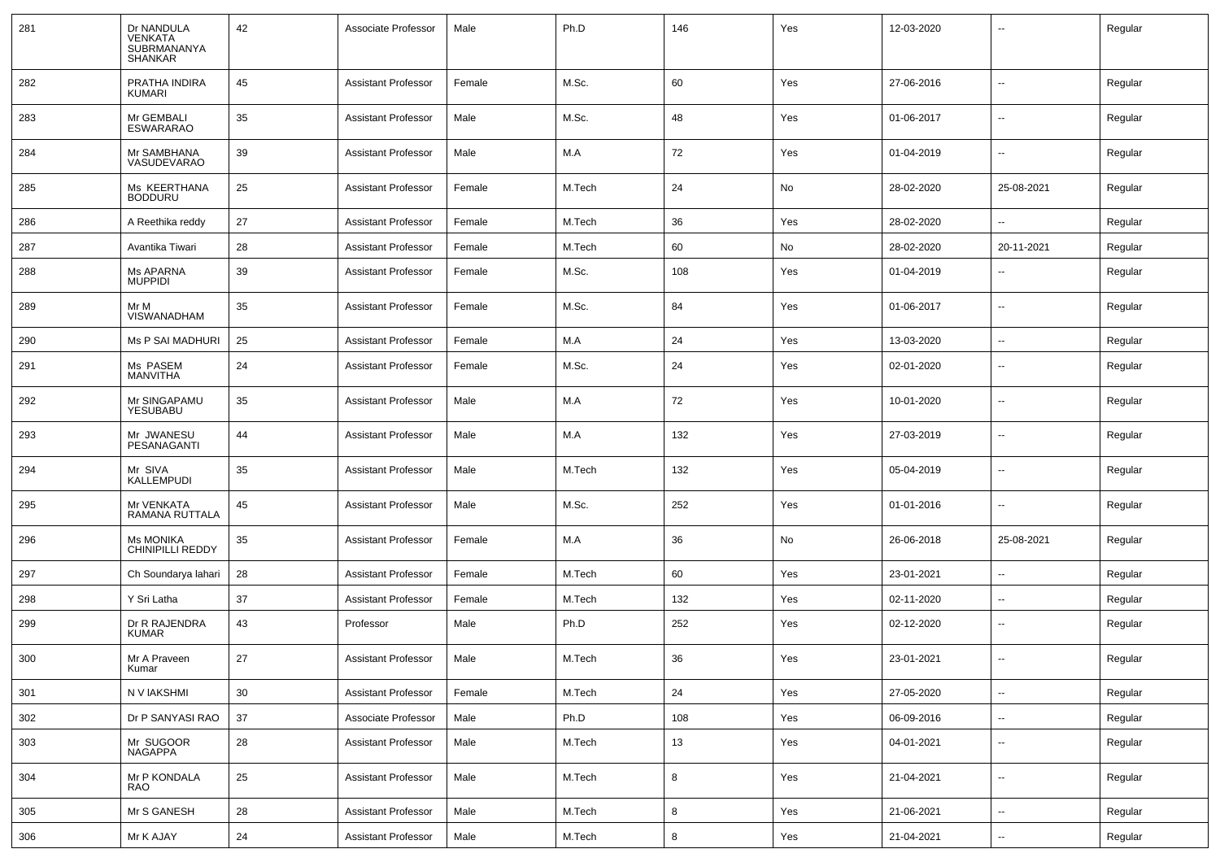| | | | | | | | | | | |
|---|---|---|---|---|---|---|---|---|---|---|
| 281 | Dr NANDULA VENKATA SUBRMANANYA SHANKAR | 42 | Associate Professor | Male | Ph.D | 146 | Yes | 12-03-2020 | -- | Regular |
| 282 | PRATHA INDIRA KUMARI | 45 | Assistant Professor | Female | M.Sc. | 60 | Yes | 27-06-2016 | -- | Regular |
| 283 | Mr GEMBALI ESWARARAO | 35 | Assistant Professor | Male | M.Sc. | 48 | Yes | 01-06-2017 | -- | Regular |
| 284 | Mr SAMBHANA VASUDEVARAO | 39 | Assistant Professor | Male | M.A | 72 | Yes | 01-04-2019 | -- | Regular |
| 285 | Ms KEERTHANA BODDURU | 25 | Assistant Professor | Female | M.Tech | 24 | No | 28-02-2020 | 25-08-2021 | Regular |
| 286 | A Reethika reddy | 27 | Assistant Professor | Female | M.Tech | 36 | Yes | 28-02-2020 | -- | Regular |
| 287 | Avantika Tiwari | 28 | Assistant Professor | Female | M.Tech | 60 | No | 28-02-2020 | 20-11-2021 | Regular |
| 288 | Ms APARNA MUPPIDI | 39 | Assistant Professor | Female | M.Sc. | 108 | Yes | 01-04-2019 | -- | Regular |
| 289 | Mr M VISWANADHAM | 35 | Assistant Professor | Female | M.Sc. | 84 | Yes | 01-06-2017 | -- | Regular |
| 290 | Ms P SAI MADHURI | 25 | Assistant Professor | Female | M.A | 24 | Yes | 13-03-2020 | -- | Regular |
| 291 | Ms PASEM MANVITHA | 24 | Assistant Professor | Female | M.Sc. | 24 | Yes | 02-01-2020 | -- | Regular |
| 292 | Mr SINGAPAMU YESUBABU | 35 | Assistant Professor | Male | M.A | 72 | Yes | 10-01-2020 | -- | Regular |
| 293 | Mr JWANESU PESANAGANTI | 44 | Assistant Professor | Male | M.A | 132 | Yes | 27-03-2019 | -- | Regular |
| 294 | Mr SIVA KALLEMPUDI | 35 | Assistant Professor | Male | M.Tech | 132 | Yes | 05-04-2019 | -- | Regular |
| 295 | Mr VENKATA RAMANA RUTTALA | 45 | Assistant Professor | Male | M.Sc. | 252 | Yes | 01-01-2016 | -- | Regular |
| 296 | Ms MONIKA CHINIPILLI REDDY | 35 | Assistant Professor | Female | M.A | 36 | No | 26-06-2018 | 25-08-2021 | Regular |
| 297 | Ch Soundarya lahari | 28 | Assistant Professor | Female | M.Tech | 60 | Yes | 23-01-2021 | -- | Regular |
| 298 | Y Sri Latha | 37 | Assistant Professor | Female | M.Tech | 132 | Yes | 02-11-2020 | -- | Regular |
| 299 | Dr R RAJENDRA KUMAR | 43 | Professor | Male | Ph.D | 252 | Yes | 02-12-2020 | -- | Regular |
| 300 | Mr A Praveen Kumar | 27 | Assistant Professor | Male | M.Tech | 36 | Yes | 23-01-2021 | -- | Regular |
| 301 | N V IAKSHMI | 30 | Assistant Professor | Female | M.Tech | 24 | Yes | 27-05-2020 | -- | Regular |
| 302 | Dr P SANYASI RAO | 37 | Associate Professor | Male | Ph.D | 108 | Yes | 06-09-2016 | -- | Regular |
| 303 | Mr SUGOOR NAGAPPA | 28 | Assistant Professor | Male | M.Tech | 13 | Yes | 04-01-2021 | -- | Regular |
| 304 | Mr P KONDALA RAO | 25 | Assistant Professor | Male | M.Tech | 8 | Yes | 21-04-2021 | -- | Regular |
| 305 | Mr S GANESH | 28 | Assistant Professor | Male | M.Tech | 8 | Yes | 21-06-2021 | -- | Regular |
| 306 | Mr K AJAY | 24 | Assistant Professor | Male | M.Tech | 8 | Yes | 21-04-2021 | -- | Regular |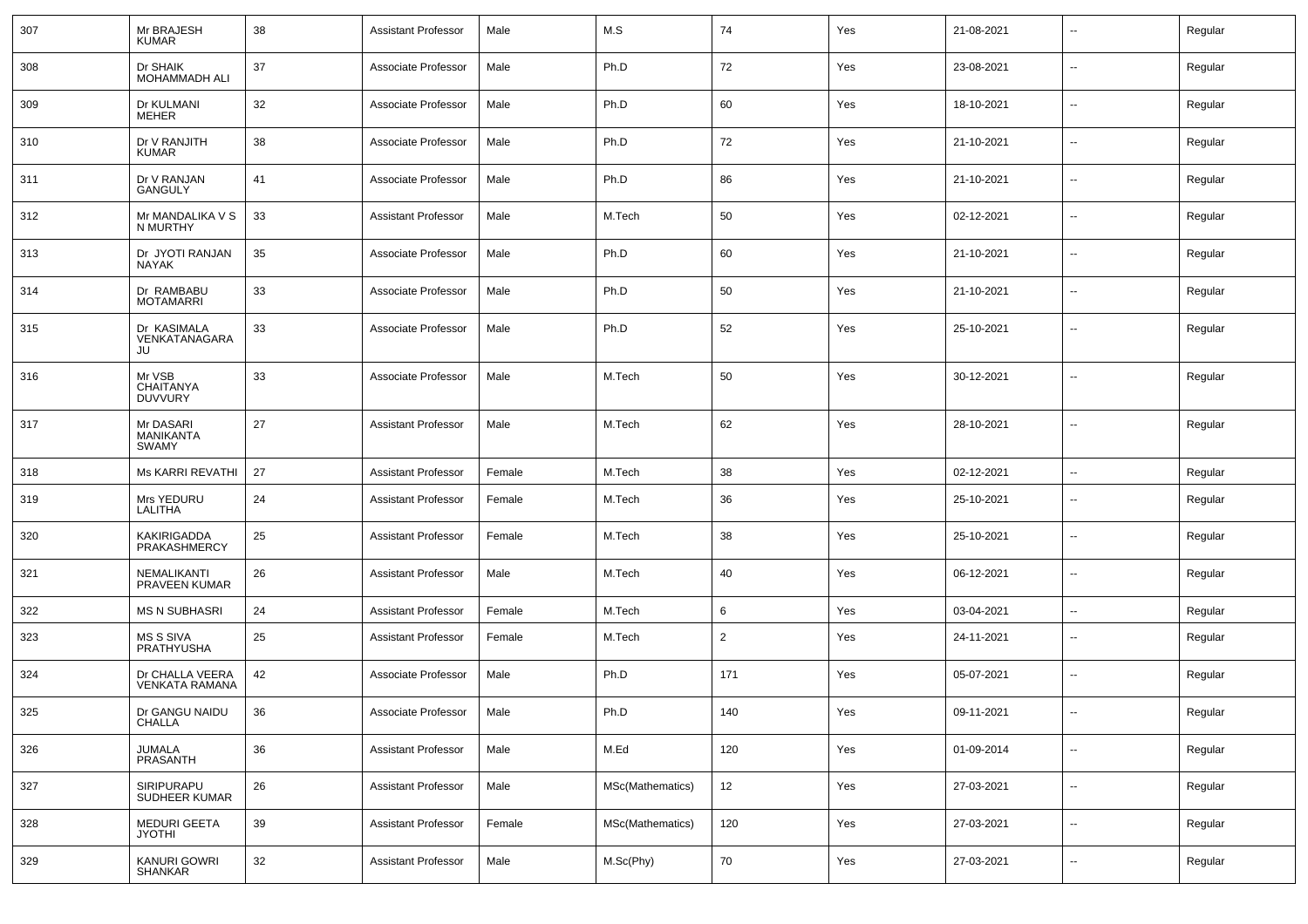| 307 | Mr BRAJESH KUMAR | 38 | Assistant Professor | Male | M.S | 74 | Yes | 21-08-2021 | -- | Regular |
|---|---|---|---|---|---|---|---|---|---|---|
| 308 | Dr SHAIK MOHAMMADH ALI | 37 | Associate Professor | Male | Ph.D | 72 | Yes | 23-08-2021 | -- | Regular |
| 309 | Dr KULMANI MEHER | 32 | Associate Professor | Male | Ph.D | 60 | Yes | 18-10-2021 | -- | Regular |
| 310 | Dr V RANJITH KUMAR | 38 | Associate Professor | Male | Ph.D | 72 | Yes | 21-10-2021 | -- | Regular |
| 311 | Dr V RANJAN GANGULY | 41 | Associate Professor | Male | Ph.D | 86 | Yes | 21-10-2021 | -- | Regular |
| 312 | Mr MANDALIKA V S N MURTHY | 33 | Assistant Professor | Male | M.Tech | 50 | Yes | 02-12-2021 | -- | Regular |
| 313 | Dr JYOTI RANJAN NAYAK | 35 | Associate Professor | Male | Ph.D | 60 | Yes | 21-10-2021 | -- | Regular |
| 314 | Dr RAMBABU MOTAMARRI | 33 | Associate Professor | Male | Ph.D | 50 | Yes | 21-10-2021 | -- | Regular |
| 315 | Dr KASIMALA VENKATANAGARAJU | 33 | Associate Professor | Male | Ph.D | 52 | Yes | 25-10-2021 | -- | Regular |
| 316 | Mr VSB CHAITANYA DUVVURY | 33 | Associate Professor | Male | M.Tech | 50 | Yes | 30-12-2021 | -- | Regular |
| 317 | Mr DASARI MANIKANTA SWAMY | 27 | Assistant Professor | Male | M.Tech | 62 | Yes | 28-10-2021 | -- | Regular |
| 318 | Ms KARRI REVATHI | 27 | Assistant Professor | Female | M.Tech | 38 | Yes | 02-12-2021 | -- | Regular |
| 319 | Mrs YEDURU LALITHA | 24 | Assistant Professor | Female | M.Tech | 36 | Yes | 25-10-2021 | -- | Regular |
| 320 | KAKIRIGADDA PRAKASHMERCY | 25 | Assistant Professor | Female | M.Tech | 38 | Yes | 25-10-2021 | -- | Regular |
| 321 | NEMALIKANTI PRAVEEN KUMAR | 26 | Assistant Professor | Male | M.Tech | 40 | Yes | 06-12-2021 | -- | Regular |
| 322 | MS N SUBHASRI | 24 | Assistant Professor | Female | M.Tech | 6 | Yes | 03-04-2021 | -- | Regular |
| 323 | MS S SIVA PRATHYUSHA | 25 | Assistant Professor | Female | M.Tech | 2 | Yes | 24-11-2021 | -- | Regular |
| 324 | Dr CHALLA VEERA VENKATA RAMANA | 42 | Associate Professor | Male | Ph.D | 171 | Yes | 05-07-2021 | -- | Regular |
| 325 | Dr GANGU NAIDU CHALLA | 36 | Associate Professor | Male | Ph.D | 140 | Yes | 09-11-2021 | -- | Regular |
| 326 | JUMALA PRASANTH | 36 | Assistant Professor | Male | M.Ed | 120 | Yes | 01-09-2014 | -- | Regular |
| 327 | SIRIPURAPU SUDHEER KUMAR | 26 | Assistant Professor | Male | MSc(Mathematics) | 12 | Yes | 27-03-2021 | -- | Regular |
| 328 | MEDURI GEETA JYOTHI | 39 | Assistant Professor | Female | MSc(Mathematics) | 120 | Yes | 27-03-2021 | -- | Regular |
| 329 | KANURI GOWRI SHANKAR | 32 | Assistant Professor | Male | M.Sc(Phy) | 70 | Yes | 27-03-2021 | -- | Regular |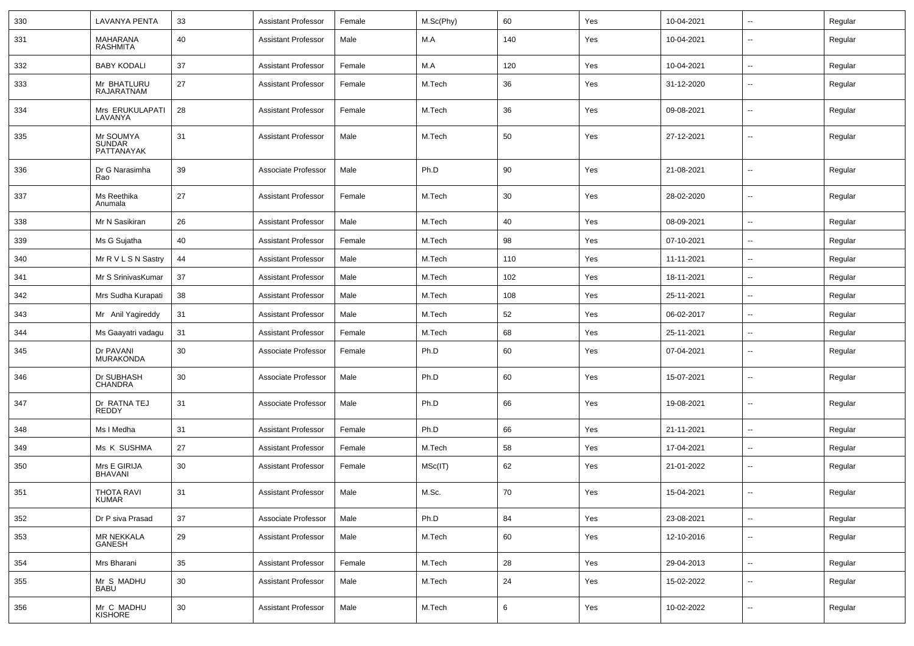| 330 | LAVANYA PENTA | 33 | Assistant Professor | Female | M.Sc(Phy) | 60 | Yes | 10-04-2021 | -- | Regular |
|---|---|---|---|---|---|---|---|---|---|---|
| 331 | MAHARANA RASHMITA | 40 | Assistant Professor | Male | M.A | 140 | Yes | 10-04-2021 | -- | Regular |
| 332 | BABY KODALI | 37 | Assistant Professor | Female | M.A | 120 | Yes | 10-04-2021 | -- | Regular |
| 333 | Mr BHATLURU RAJARATNAM | 27 | Assistant Professor | Female | M.Tech | 36 | Yes | 31-12-2020 | -- | Regular |
| 334 | Mrs ERUKULAPATI LAVANYA | 28 | Assistant Professor | Female | M.Tech | 36 | Yes | 09-08-2021 | -- | Regular |
| 335 | Mr SOUMYA SUNDAR PATTANAYAK | 31 | Assistant Professor | Male | M.Tech | 50 | Yes | 27-12-2021 | -- | Regular |
| 336 | Dr G Narasimha Rao | 39 | Associate Professor | Male | Ph.D | 90 | Yes | 21-08-2021 | -- | Regular |
| 337 | Ms Reethika Anumala | 27 | Assistant Professor | Female | M.Tech | 30 | Yes | 28-02-2020 | -- | Regular |
| 338 | Mr N Sasikiran | 26 | Assistant Professor | Male | M.Tech | 40 | Yes | 08-09-2021 | -- | Regular |
| 339 | Ms G Sujatha | 40 | Assistant Professor | Female | M.Tech | 98 | Yes | 07-10-2021 | -- | Regular |
| 340 | Mr R V L S N Sastry | 44 | Assistant Professor | Male | M.Tech | 110 | Yes | 11-11-2021 | -- | Regular |
| 341 | Mr S SrinivasKumar | 37 | Assistant Professor | Male | M.Tech | 102 | Yes | 18-11-2021 | -- | Regular |
| 342 | Mrs Sudha Kurapati | 38 | Assistant Professor | Male | M.Tech | 108 | Yes | 25-11-2021 | -- | Regular |
| 343 | Mr Anil Yagireddy | 31 | Assistant Professor | Male | M.Tech | 52 | Yes | 06-02-2017 | -- | Regular |
| 344 | Ms Gaayatri vadagu | 31 | Assistant Professor | Female | M.Tech | 68 | Yes | 25-11-2021 | -- | Regular |
| 345 | Dr PAVANI MURAKONDA | 30 | Associate Professor | Female | Ph.D | 60 | Yes | 07-04-2021 | -- | Regular |
| 346 | Dr SUBHASH CHANDRA | 30 | Associate Professor | Male | Ph.D | 60 | Yes | 15-07-2021 | -- | Regular |
| 347 | Dr RATNA TEJ REDDY | 31 | Associate Professor | Male | Ph.D | 66 | Yes | 19-08-2021 | -- | Regular |
| 348 | Ms I Medha | 31 | Assistant Professor | Female | Ph.D | 66 | Yes | 21-11-2021 | -- | Regular |
| 349 | Ms K SUSHMA | 27 | Assistant Professor | Female | M.Tech | 58 | Yes | 17-04-2021 | -- | Regular |
| 350 | Mrs E GIRIJA BHAVANI | 30 | Assistant Professor | Female | MSc(IT) | 62 | Yes | 21-01-2022 | -- | Regular |
| 351 | THOTA RAVI KUMAR | 31 | Assistant Professor | Male | M.Sc. | 70 | Yes | 15-04-2021 | -- | Regular |
| 352 | Dr P siva Prasad | 37 | Associate Professor | Male | Ph.D | 84 | Yes | 23-08-2021 | -- | Regular |
| 353 | MR NEKKALA GANESH | 29 | Assistant Professor | Male | M.Tech | 60 | Yes | 12-10-2016 | -- | Regular |
| 354 | Mrs Bharani | 35 | Assistant Professor | Female | M.Tech | 28 | Yes | 29-04-2013 | -- | Regular |
| 355 | Mr S MADHU BABU | 30 | Assistant Professor | Male | M.Tech | 24 | Yes | 15-02-2022 | -- | Regular |
| 356 | Mr C MADHU KISHORE | 30 | Assistant Professor | Male | M.Tech | 6 | Yes | 10-02-2022 | -- | Regular |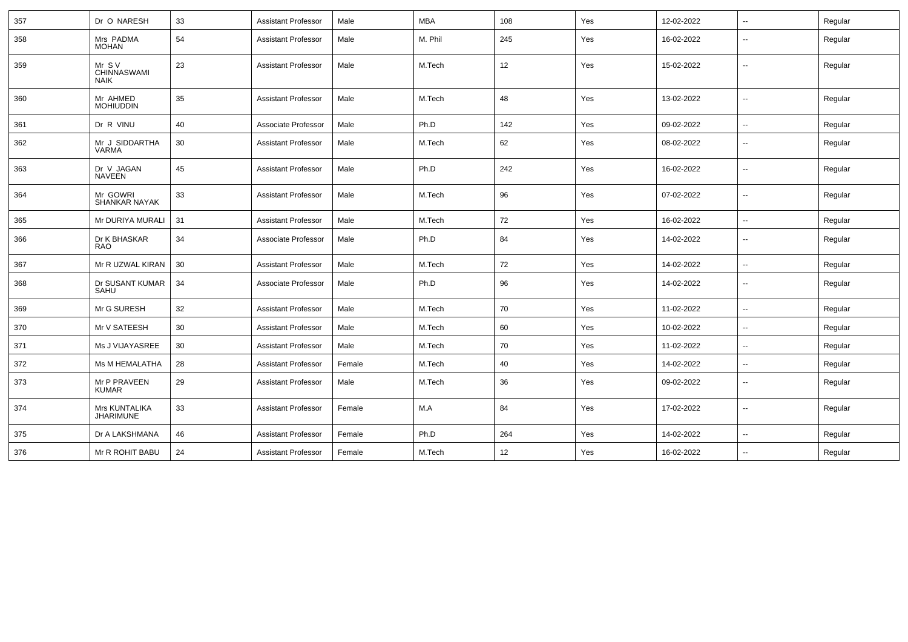| | | | | | | | | | | |
|---|---|---|---|---|---|---|---|---|---|---|
| 357 | Dr O NARESH | 33 | Assistant Professor | Male | MBA | 108 | Yes | 12-02-2022 | -- | Regular |
| 358 | Mrs PADMA MOHAN | 54 | Assistant Professor | Male | M. Phil | 245 | Yes | 16-02-2022 | -- | Regular |
| 359 | Mr S V CHINNASWAMI NAIK | 23 | Assistant Professor | Male | M.Tech | 12 | Yes | 15-02-2022 | -- | Regular |
| 360 | Mr AHMED MOHIUDDIN | 35 | Assistant Professor | Male | M.Tech | 48 | Yes | 13-02-2022 | -- | Regular |
| 361 | Dr R VINU | 40 | Associate Professor | Male | Ph.D | 142 | Yes | 09-02-2022 | -- | Regular |
| 362 | Mr J SIDDARTHA VARMA | 30 | Assistant Professor | Male | M.Tech | 62 | Yes | 08-02-2022 | -- | Regular |
| 363 | Dr V JAGAN NAVEEN | 45 | Assistant Professor | Male | Ph.D | 242 | Yes | 16-02-2022 | -- | Regular |
| 364 | Mr GOWRI SHANKAR NAYAK | 33 | Assistant Professor | Male | M.Tech | 96 | Yes | 07-02-2022 | -- | Regular |
| 365 | Mr DURIYA MURALI | 31 | Assistant Professor | Male | M.Tech | 72 | Yes | 16-02-2022 | -- | Regular |
| 366 | Dr K BHASKAR RAO | 34 | Associate Professor | Male | Ph.D | 84 | Yes | 14-02-2022 | -- | Regular |
| 367 | Mr R UZWAL KIRAN | 30 | Assistant Professor | Male | M.Tech | 72 | Yes | 14-02-2022 | -- | Regular |
| 368 | Dr SUSANT KUMAR SAHU | 34 | Associate Professor | Male | Ph.D | 96 | Yes | 14-02-2022 | -- | Regular |
| 369 | Mr G SURESH | 32 | Assistant Professor | Male | M.Tech | 70 | Yes | 11-02-2022 | -- | Regular |
| 370 | Mr V SATEESH | 30 | Assistant Professor | Male | M.Tech | 60 | Yes | 10-02-2022 | -- | Regular |
| 371 | Ms J VIJAYASREE | 30 | Assistant Professor | Male | M.Tech | 70 | Yes | 11-02-2022 | -- | Regular |
| 372 | Ms M HEMALATHA | 28 | Assistant Professor | Female | M.Tech | 40 | Yes | 14-02-2022 | -- | Regular |
| 373 | Mr P PRAVEEN KUMAR | 29 | Assistant Professor | Male | M.Tech | 36 | Yes | 09-02-2022 | -- | Regular |
| 374 | Mrs KUNTALIKA JHARIMUNE | 33 | Assistant Professor | Female | M.A | 84 | Yes | 17-02-2022 | -- | Regular |
| 375 | Dr A LAKSHMANA | 46 | Assistant Professor | Female | Ph.D | 264 | Yes | 14-02-2022 | -- | Regular |
| 376 | Mr R ROHIT BABU | 24 | Assistant Professor | Female | M.Tech | 12 | Yes | 16-02-2022 | -- | Regular |